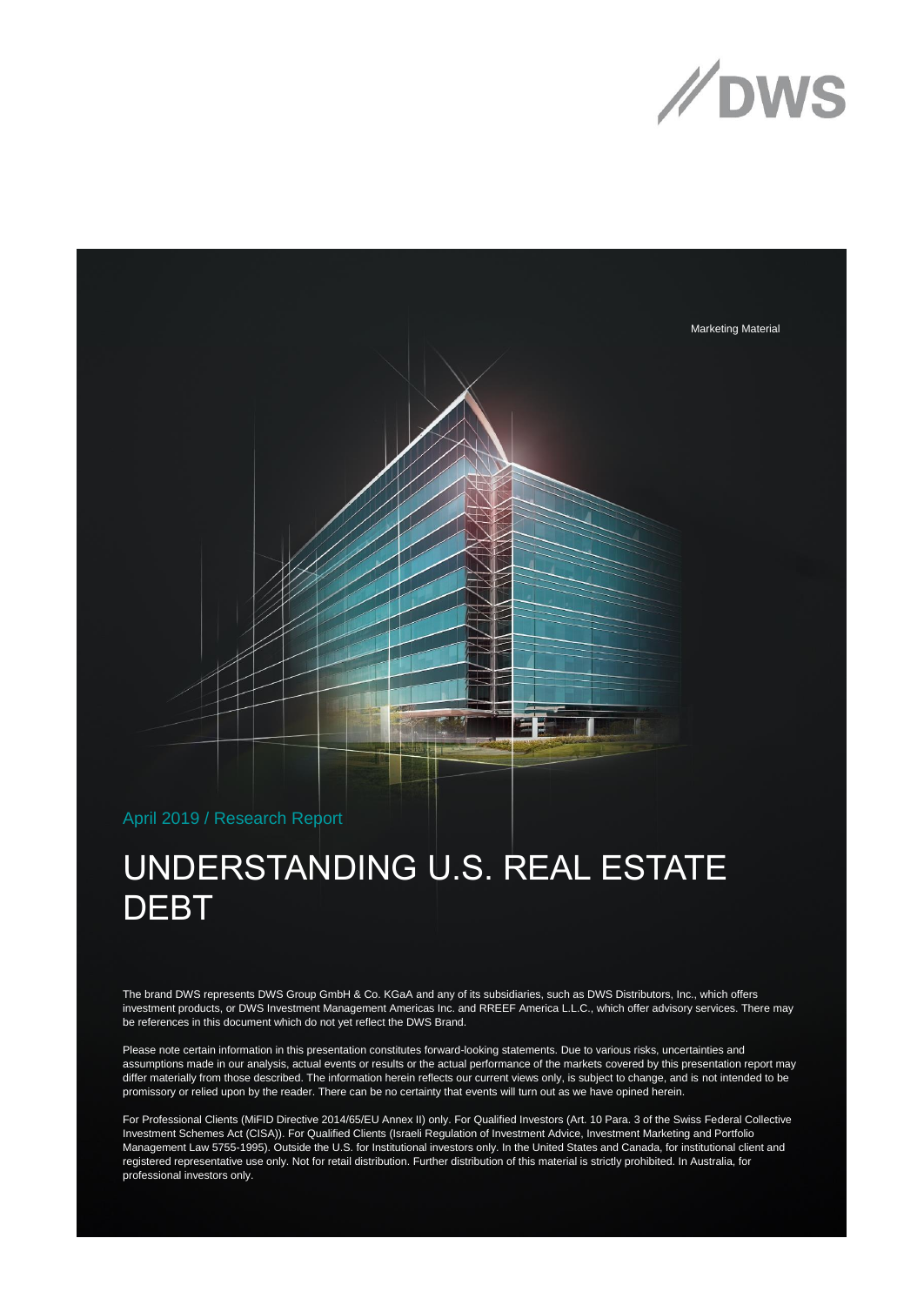Marketing Material

April 2019 / Research Report

# UNDERSTANDING U.S. REAL ESTATE DEBT

The brand DWS represents DWS Group GmbH & Co. KGaA and any of its subsidiaries, such as DWS Distributors, Inc., which offers investment products, or DWS Investment Management Americas Inc. and RREEF America L.L.C., which offer advisory services. There may be references in this document which do not yet reflect the DWS Brand.

Please note certain information in this presentation constitutes forward-looking statements. Due to various risks, uncertainties and assumptions made in our analysis, actual events or results or the actual performance of the markets covered by this presentation report may differ materially from those described. The information herein reflects our current views only, is subject to change, and is not intended to be promissory or relied upon by the reader. There can be no certainty that events will turn out as we have opined herein.

For Professional Clients (MiFID Directive 2014/65/EU Annex II) only. For Qualified Investors (Art. 10 Para. 3 of the Swiss Federal Collective Investment Schemes Act (CISA)). For Qualified Clients (Israeli Regulation of Investment Advice, Investment Marketing and Portfolio Management Law 5755-1995). Outside the U.S. for Institutional investors only. In the United States and Canada, for institutional client and registered representative use only. Not for retail distribution. Further distribution of this material is strictly prohibited. In Australia, for professional investors only.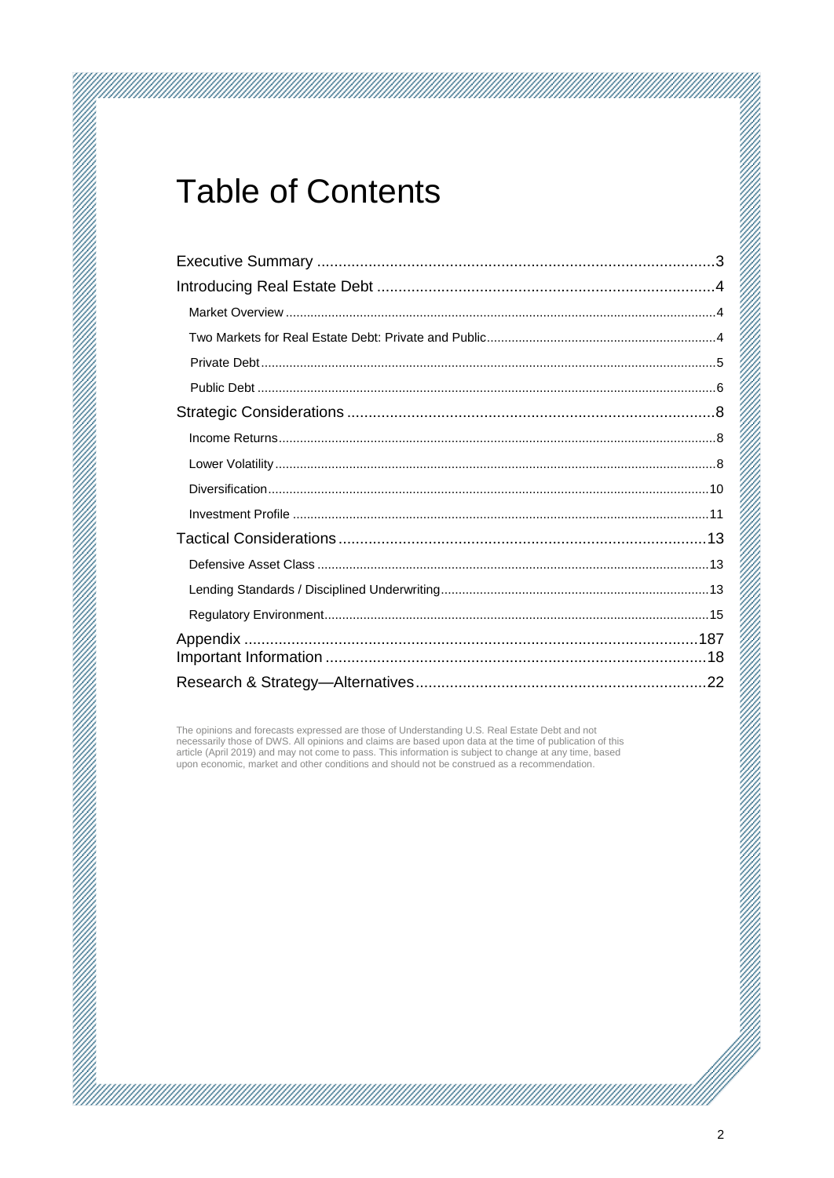# Table of Contents

Executive Summary ..............................................................................................3
Introducing Real Estate Debt ...............................................................................4
- Market Overview ..............................................................................................4
- Two Markets for Real Estate Debt: Private and Public.......................................4
- Private Debt.......................................................................................................5
- Public Debt........................................................................................................6

Strategic Considerations ......................................................................................8
- Income Returns..................................................................................................8
- Lower Volatility..................................................................................................8
- Diversification..................................................................................................10
- Investment Profile ...........................................................................................11

Tactical Considerations.......................................................................................13
- Defensive Asset Class .....................................................................................13
- Lending Standards / Disciplined Underwriting..................................................13
- Regulatory Environment...................................................................................15

Appendix ..........................................................................................................187
Important Information .........................................................................................18
Research & Strategy—Alternatives....................................................................22

The opinions and forecasts expressed are those of Understanding U.S. Real Estate Debt and not necessarily those of DWS. All opinions and claims are based upon data at the time of publication of this article (April 2019) and may not come to pass. This information is subject to change at any time, based upon economic, market and other conditions and should not be construed as a recommendation.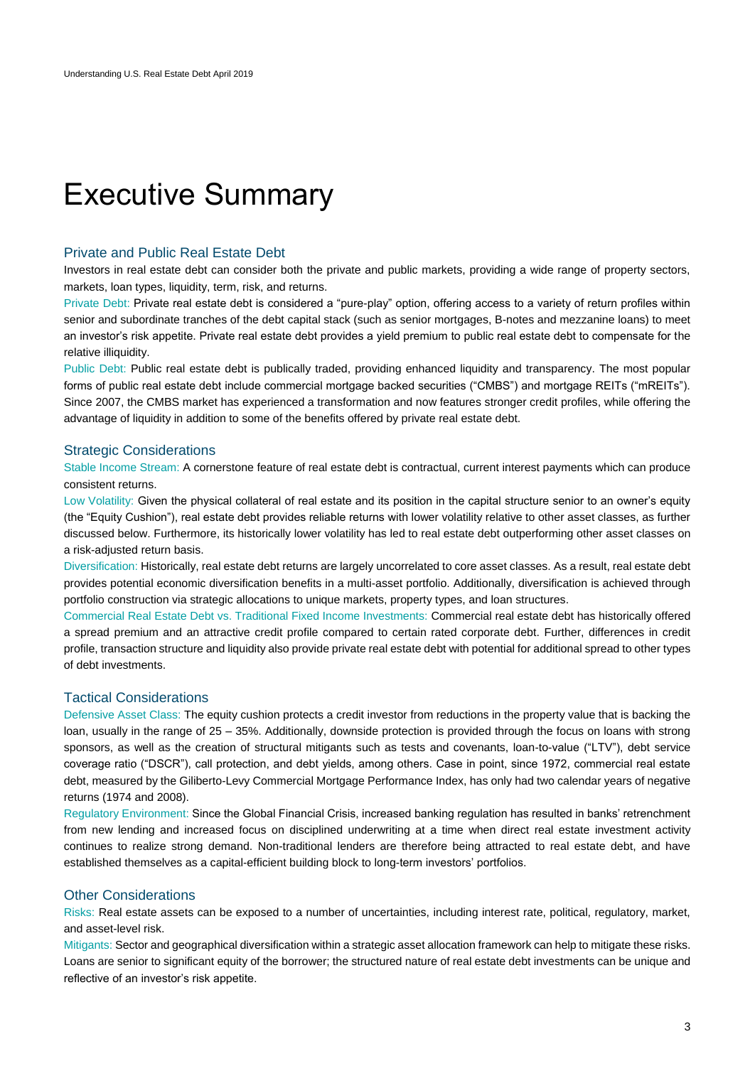# Executive Summary

## Private and Public Real Estate Debt

Investors in real estate debt can consider both the private and public markets, providing a wide range of property sectors, markets, loan types, liquidity, term, risk, and returns.

Private Debt: Private real estate debt is considered a "pure-play" option, offering access to a variety of return profiles within senior and subordinate tranches of the debt capital stack (such as senior mortgages, B-notes and mezzanine loans) to meet an investor's risk appetite. Private real estate debt provides a yield premium to public real estate debt to compensate for the relative illiquidity.

Public Debt: Public real estate debt is publically traded, providing enhanced liquidity and transparency. The most popular forms of public real estate debt include commercial mortgage backed securities ("CMBS") and mortgage REITs ("mREITs"). Since 2007, the CMBS market has experienced a transformation and now features stronger credit profiles, while offering the advantage of liquidity in addition to some of the benefits offered by private real estate debt.

## Strategic Considerations

Stable Income Stream: A cornerstone feature of real estate debt is contractual, current interest payments which can produce consistent returns.

Low Volatility: Given the physical collateral of real estate and its position in the capital structure senior to an owner's equity (the "Equity Cushion"), real estate debt provides reliable returns with lower volatility relative to other asset classes, as further discussed below. Furthermore, its historically lower volatility has led to real estate debt outperforming other asset classes on a risk-adjusted return basis.

Diversification: Historically, real estate debt returns are largely uncorrelated to core asset classes. As a result, real estate debt provides potential economic diversification benefits in a multi-asset portfolio. Additionally, diversification is achieved through portfolio construction via strategic allocations to unique markets, property types, and loan structures.

Commercial Real Estate Debt vs. Traditional Fixed Income Investments: Commercial real estate debt has historically offered a spread premium and an attractive credit profile compared to certain rated corporate debt. Further, differences in credit profile, transaction structure and liquidity also provide private real estate debt with potential for additional spread to other types of debt investments.

## Tactical Considerations

Defensive Asset Class: The equity cushion protects a credit investor from reductions in the property value that is backing the loan, usually in the range of 25 – 35%. Additionally, downside protection is provided through the focus on loans with strong sponsors, as well as the creation of structural mitigants such as tests and covenants, loan-to-value ("LTV"), debt service coverage ratio ("DSCR"), call protection, and debt yields, among others. Case in point, since 1972, commercial real estate debt, measured by the Giliberto-Levy Commercial Mortgage Performance Index, has only had two calendar years of negative returns (1974 and 2008).

Regulatory Environment: Since the Global Financial Crisis, increased banking regulation has resulted in banks' retrenchment from new lending and increased focus on disciplined underwriting at a time when direct real estate investment activity continues to realize strong demand. Non-traditional lenders are therefore being attracted to real estate debt, and have established themselves as a capital-efficient building block to long-term investors' portfolios.

## Other Considerations

Risks: Real estate assets can be exposed to a number of uncertainties, including interest rate, political, regulatory, market, and asset-level risk.

Mitigants: Sector and geographical diversification within a strategic asset allocation framework can help to mitigate these risks. Loans are senior to significant equity of the borrower; the structured nature of real estate debt investments can be unique and reflective of an investor's risk appetite.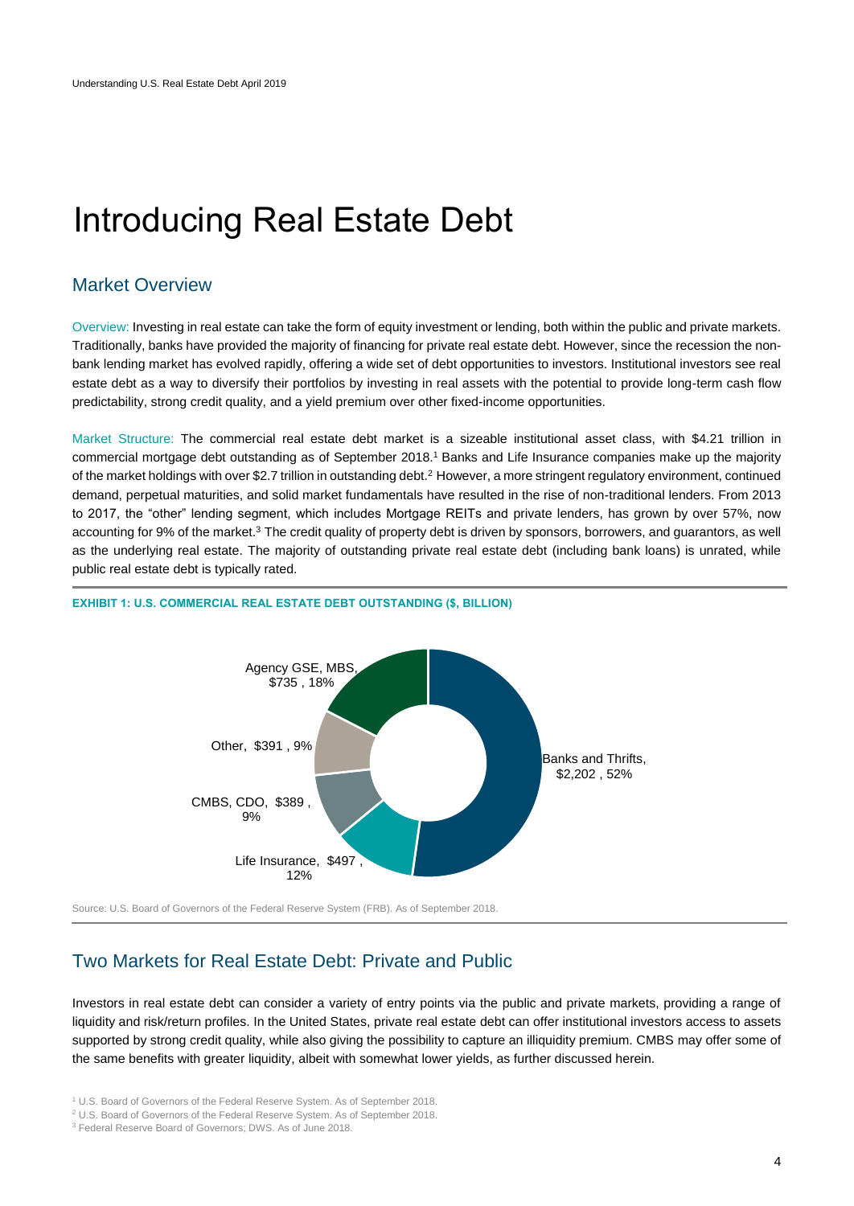# Introducing Real Estate Debt

## Market Overview

Overview: Investing in real estate can take the form of equity investment or lending, both within the public and private markets. Traditionally, banks have provided the majority of financing for private real estate debt. However, since the recession the non-bank lending market has evolved rapidly, offering a wide set of debt opportunities to investors. Institutional investors see real estate debt as a way to diversify their portfolios by investing in real assets with the potential to provide long-term cash flow predictability, strong credit quality, and a yield premium over other fixed-income opportunities.

Market Structure: The commercial real estate debt market is a sizeable institutional asset class, with $4.21 trillion in commercial mortgage debt outstanding as of September 2018.[1] Banks and Life Insurance companies make up the majority of the market holdings with over $2.7 trillion in outstanding debt.[2] However, a more stringent regulatory environment, continued demand, perpetual maturities, and solid market fundamentals have resulted in the rise of non-traditional lenders. From 2013 to 2017, the "other" lending segment, which includes Mortgage REITs and private lenders, has grown by over 57%, now accounting for 9% of the market.[3] The credit quality of property debt is driven by sponsors, borrowers, and guarantors, as well as the underlying real estate. The majority of outstanding private real estate debt (including bank loans) is unrated, while public real estate debt is typically rated.

**EXHIBIT 1: U.S. COMMERCIAL REAL ESTATE DEBT OUTSTANDING ($, BILLION)**

| Segment | $ Billion | Share |
|---|---|---|
| Banks and Thrifts | $2,202 | 52% |
| Life Insurance | $497 | 12% |
| CMBS, CDO | $389 | 9% |
| Other | $391 | 9% |
| Agency GSE, MBS | $735 | 18% |

Source: U.S. Board of Governors of the Federal Reserve System (FRB). As of September 2018.

## Two Markets for Real Estate Debt: Private and Public

Investors in real estate debt can consider a variety of entry points via the public and private markets, providing a range of liquidity and risk/return profiles. In the United States, private real estate debt can offer institutional investors access to assets supported by strong credit quality, while also giving the possibility to capture an illiquidity premium. CMBS may offer some of the same benefits with greater liquidity, albeit with somewhat lower yields, as further discussed herein.

[1] U.S. Board of Governors of the Federal Reserve System. As of September 2018.

[2] U.S. Board of Governors of the Federal Reserve System. As of September 2018.

[3] Federal Reserve Board of Governors; DWS. As of June 2018.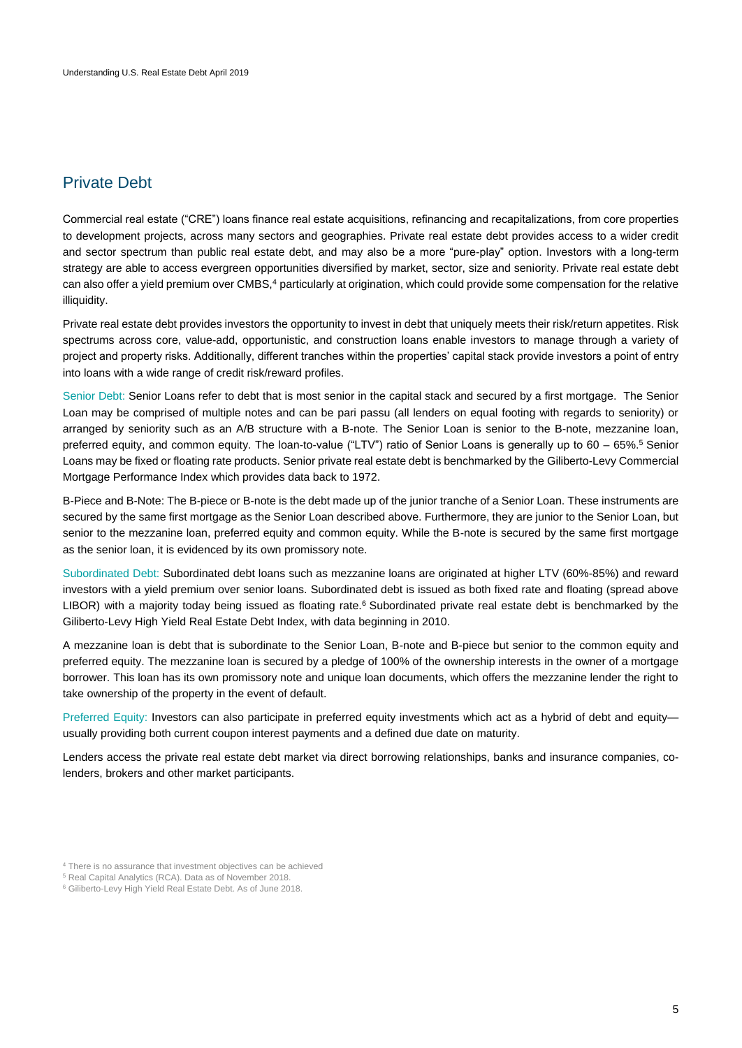## Private Debt

Commercial real estate ("CRE") loans finance real estate acquisitions, refinancing and recapitalizations, from core properties to development projects, across many sectors and geographies. Private real estate debt provides access to a wider credit and sector spectrum than public real estate debt, and may also be a more "pure-play" option. Investors with a long-term strategy are able to access evergreen opportunities diversified by market, sector, size and seniority. Private real estate debt can also offer a yield premium over CMBS,[4] particularly at origination, which could provide some compensation for the relative illiquidity.

Private real estate debt provides investors the opportunity to invest in debt that uniquely meets their risk/return appetites. Risk spectrums across core, value-add, opportunistic, and construction loans enable investors to manage through a variety of project and property risks. Additionally, different tranches within the properties' capital stack provide investors a point of entry into loans with a wide range of credit risk/reward profiles.

Senior Debt: Senior Loans refer to debt that is most senior in the capital stack and secured by a first mortgage. The Senior Loan may be comprised of multiple notes and can be pari passu (all lenders on equal footing with regards to seniority) or arranged by seniority such as an A/B structure with a B-note. The Senior Loan is senior to the B-note, mezzanine loan, preferred equity, and common equity. The loan-to-value ("LTV") ratio of Senior Loans is generally up to 60 – 65%.[5] Senior Loans may be fixed or floating rate products. Senior private real estate debt is benchmarked by the Giliberto-Levy Commercial Mortgage Performance Index which provides data back to 1972.

B-Piece and B-Note: The B-piece or B-note is the debt made up of the junior tranche of a Senior Loan. These instruments are secured by the same first mortgage as the Senior Loan described above. Furthermore, they are junior to the Senior Loan, but senior to the mezzanine loan, preferred equity and common equity. While the B-note is secured by the same first mortgage as the senior loan, it is evidenced by its own promissory note.

Subordinated Debt: Subordinated debt loans such as mezzanine loans are originated at higher LTV (60%-85%) and reward investors with a yield premium over senior loans. Subordinated debt is issued as both fixed rate and floating (spread above LIBOR) with a majority today being issued as floating rate.[6] Subordinated private real estate debt is benchmarked by the Giliberto-Levy High Yield Real Estate Debt Index, with data beginning in 2010.

A mezzanine loan is debt that is subordinate to the Senior Loan, B-note and B-piece but senior to the common equity and preferred equity. The mezzanine loan is secured by a pledge of 100% of the ownership interests in the owner of a mortgage borrower. This loan has its own promissory note and unique loan documents, which offers the mezzanine lender the right to take ownership of the property in the event of default.

Preferred Equity: Investors can also participate in preferred equity investments which act as a hybrid of debt and equity—usually providing both current coupon interest payments and a defined due date on maturity.

Lenders access the private real estate debt market via direct borrowing relationships, banks and insurance companies, co-lenders, brokers and other market participants.

[4] There is no assurance that investment objectives can be achieved

[5] Real Capital Analytics (RCA). Data as of November 2018.

[6] Giliberto-Levy High Yield Real Estate Debt. As of June 2018.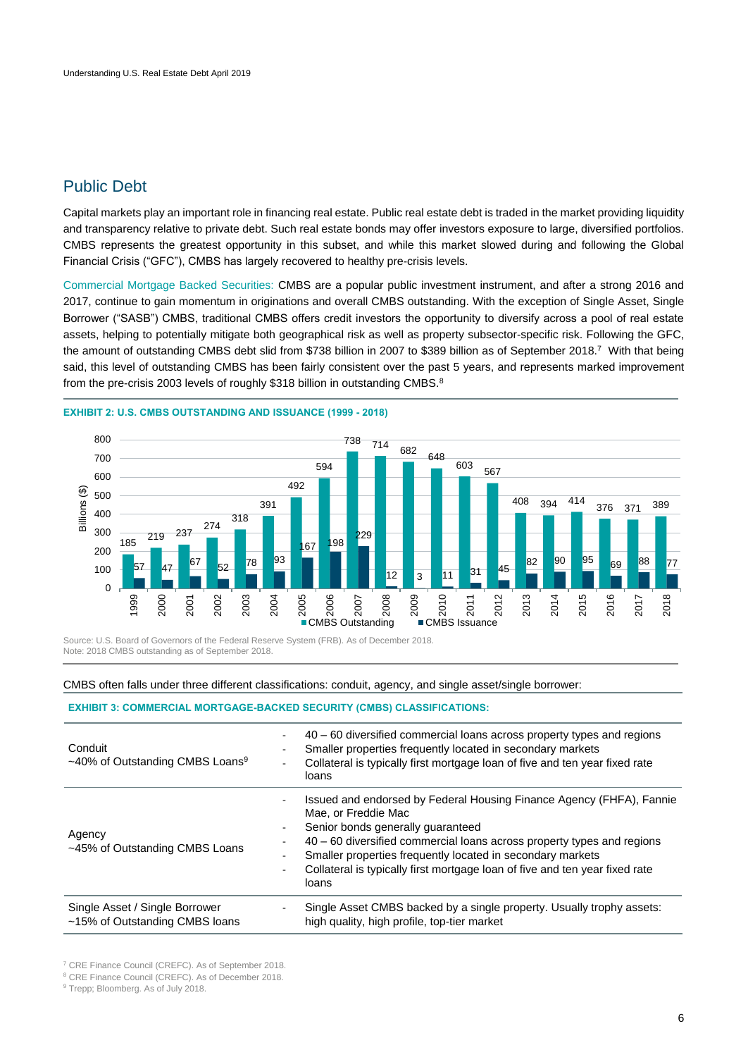## Public Debt

Capital markets play an important role in financing real estate. Public real estate debt is traded in the market providing liquidity and transparency relative to private debt. Such real estate bonds may offer investors exposure to large, diversified portfolios. CMBS represents the greatest opportunity in this subset, and while this market slowed during and following the Global Financial Crisis ("GFC"), CMBS has largely recovered to healthy pre-crisis levels.

Commercial Mortgage Backed Securities: CMBS are a popular public investment instrument, and after a strong 2016 and 2017, continue to gain momentum in originations and overall CMBS outstanding. With the exception of Single Asset, Single Borrower ("SASB") CMBS, traditional CMBS offers credit investors the opportunity to diversify across a pool of real estate assets, helping to potentially mitigate both geographical risk as well as property subsector-specific risk. Following the GFC, the amount of outstanding CMBS debt slid from $738 billion in 2007 to $389 billion as of September 2018.[7] With that being said, this level of outstanding CMBS has been fairly consistent over the past 5 years, and represents marked improvement from the pre-crisis 2003 levels of roughly $318 billion in outstanding CMBS.[8]

**EXHIBIT 2: U.S. CMBS OUTSTANDING AND ISSUANCE (1999 - 2018)**

| Year | CMBS Outstanding (Billions $) | CMBS Issuance (Billions $) |
|---|---|---|
| 1999 | 185 | 57 |
| 2000 | 219 | 47 |
| 2001 | 237 | 67 |
| 2002 | 274 | 52 |
| 2003 | 318 | 78 |
| 2004 | 391 | 93 |
| 2005 | 492 | 167 |
| 2006 | 594 | 198 |
| 2007 | 738 | 229 |
| 2008 | 714 | 12 |
| 2009 | 682 | 3 |
| 2010 | 648 | 11 |
| 2011 | 603 | 31 |
| 2012 | 567 | 45 |
| 2013 | 408 | 82 |
| 2014 | 394 | 90 |
| 2015 | 414 | 95 |
| 2016 | 376 | 69 |
| 2017 | 371 | 88 |
| 2018 | 389 | 77 |

Source: U.S. Board of Governors of the Federal Reserve System (FRB). As of December 2018.
Note: 2018 CMBS outstanding as of September 2018.

CMBS often falls under three different classifications: conduit, agency, and single asset/single borrower:

**EXHIBIT 3: COMMERCIAL MORTGAGE-BACKED SECURITY (CMBS) CLASSIFICATIONS:**

| Classification | Characteristics |
|---|---|
| Conduit<br>~40% of Outstanding CMBS Loans[9] | - 40 – 60 diversified commercial loans across property types and regions<br>- Smaller properties frequently located in secondary markets<br>- Collateral is typically first mortgage loan of five and ten year fixed rate loans |
| Agency<br>~45% of Outstanding CMBS Loans | - Issued and endorsed by Federal Housing Finance Agency (FHFA), Fannie Mae, or Freddie Mac<br>- Senior bonds generally guaranteed<br>- 40 – 60 diversified commercial loans across property types and regions<br>- Smaller properties frequently located in secondary markets<br>- Collateral is typically first mortgage loan of five and ten year fixed rate loans |
| Single Asset / Single Borrower<br>~15% of Outstanding CMBS loans | - Single Asset CMBS backed by a single property. Usually trophy assets: high quality, high profile, top-tier market |

[7] CRE Finance Council (CREFC). As of September 2018.
[8] CRE Finance Council (CREFC). As of December 2018.
[9] Trepp; Bloomberg. As of July 2018.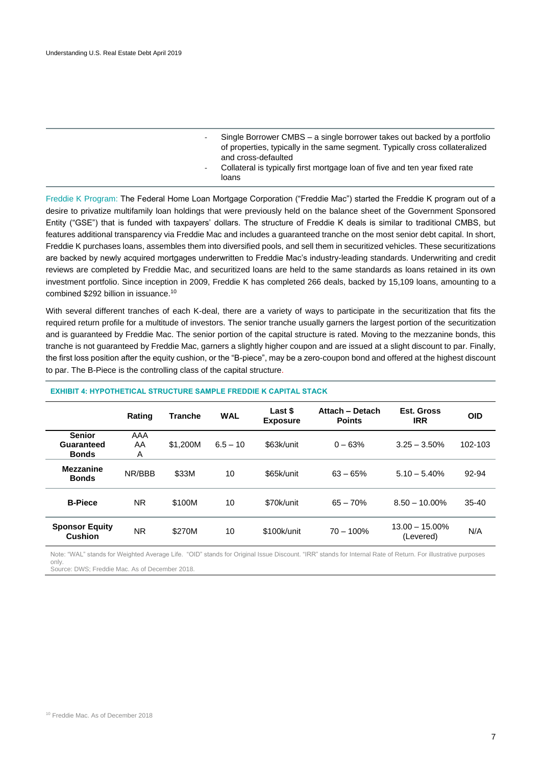- Single Borrower CMBS – a single borrower takes out backed by a portfolio of properties, typically in the same segment. Typically cross collateralized and cross-defaulted
- Collateral is typically first mortgage loan of five and ten year fixed rate loans

Freddie K Program: The Federal Home Loan Mortgage Corporation ("Freddie Mac") started the Freddie K program out of a desire to privatize multifamily loan holdings that were previously held on the balance sheet of the Government Sponsored Entity ("GSE") that is funded with taxpayers' dollars. The structure of Freddie K deals is similar to traditional CMBS, but features additional transparency via Freddie Mac and includes a guaranteed tranche on the most senior debt capital. In short, Freddie K purchases loans, assembles them into diversified pools, and sell them in securitized vehicles. These securitizations are backed by newly acquired mortgages underwritten to Freddie Mac's industry-leading standards. Underwriting and credit reviews are completed by Freddie Mac, and securitized loans are held to the same standards as loans retained in its own investment portfolio. Since inception in 2009, Freddie K has completed 266 deals, backed by 15,109 loans, amounting to a combined $292 billion in issuance.[10]

With several different tranches of each K-deal, there are a variety of ways to participate in the securitization that fits the required return profile for a multitude of investors. The senior tranche usually garners the largest portion of the securitization and is guaranteed by Freddie Mac. The senior portion of the capital structure is rated. Moving to the mezzanine bonds, this tranche is not guaranteed by Freddie Mac, garners a slightly higher coupon and are issued at a slight discount to par. Finally, the first loss position after the equity cushion, or the "B-piece", may be a zero-coupon bond and offered at the highest discount to par. The B-Piece is the controlling class of the capital structure.

**EXHIBIT 4: HYPOTHETICAL STRUCTURE SAMPLE FREDDIE K CAPITAL STACK**

| | Rating | Tranche | WAL | Last $ Exposure | Attach – Detach Points | Est. Gross IRR | OID |
|---|---|---|---|---|---|---|---|
| **Senior Guaranteed Bonds** | AAA AA A | $1,200M | 6.5 – 10 | $63k/unit | 0 – 63% | 3.25 – 3.50% | 102-103 |
| **Mezzanine Bonds** | NR/BBB | $33M | 10 | $65k/unit | 63 – 65% | 5.10 – 5.40% | 92-94 |
| **B-Piece** | NR | $100M | 10 | $70k/unit | 65 – 70% | 8.50 – 10.00% | 35-40 |
| **Sponsor Equity Cushion** | NR | $270M | 10 | $100k/unit | 70 – 100% | 13.00 – 15.00% (Levered) | N/A |

Note: "WAL" stands for Weighted Average Life. "OID" stands for Original Issue Discount. "IRR" stands for Internal Rate of Return. For illustrative purposes only.
Source: DWS; Freddie Mac. As of December 2018.

[10] Freddie Mac. As of December 2018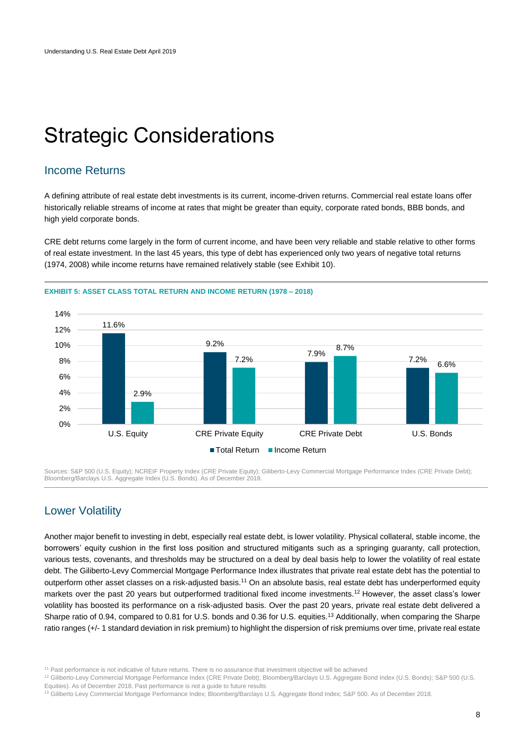# Strategic Considerations

## Income Returns

A defining attribute of real estate debt investments is its current, income-driven returns. Commercial real estate loans offer historically reliable streams of income at rates that might be greater than equity, corporate rated bonds, BBB bonds, and high yield corporate bonds.

CRE debt returns come largely in the form of current income, and have been very reliable and stable relative to other forms of real estate investment. In the last 45 years, this type of debt has experienced only two years of negative total returns (1974, 2008) while income returns have remained relatively stable (see Exhibit 10).

**EXHIBIT 5: ASSET CLASS TOTAL RETURN AND INCOME RETURN (1978 – 2018)**

| | Total Return | Income Return |
|---|---|---|
| U.S. Equity | 11.6% | 2.9% |
| CRE Private Equity | 9.2% | 7.2% |
| CRE Private Debt | 7.9% | 8.7% |
| U.S. Bonds | 7.2% | 6.6% |

Sources: S&P 500 (U.S. Equity); NCREIF Property Index (CRE Private Equity); Giliberto-Levy Commercial Mortgage Performance Index (CRE Private Debt); Bloomberg/Barclays U.S. Aggregate Index (U.S. Bonds). As of December 2018.

## Lower Volatility

Another major benefit to investing in debt, especially real estate debt, is lower volatility. Physical collateral, stable income, the borrowers' equity cushion in the first loss position and structured mitigants such as a springing guaranty, call protection, various tests, covenants, and thresholds may be structured on a deal by deal basis help to lower the volatility of real estate debt. The Giliberto-Levy Commercial Mortgage Performance Index illustrates that private real estate debt has the potential to outperform other asset classes on a risk-adjusted basis.[11] On an absolute basis, real estate debt has underperformed equity markets over the past 20 years but outperformed traditional fixed income investments.[12] However, the asset class's lower volatility has boosted its performance on a risk-adjusted basis. Over the past 20 years, private real estate debt delivered a Sharpe ratio of 0.94, compared to 0.81 for U.S. bonds and 0.36 for U.S. equities.[13] Additionally, when comparing the Sharpe ratio ranges (+/- 1 standard deviation in risk premium) to highlight the dispersion of risk premiums over time, private real estate

[11] Past performance is not indicative of future returns. There is no assurance that investment objective will be achieved

[12] Giliberto-Levy Commercial Mortgage Performance Index (CRE Private Debt); Bloomberg/Barclays U.S. Aggregate Bond Index (U.S. Bonds); S&P 500 (U.S. Equities). As of December 2018. Past performance is not a guide to future results

[13] Giliberto Levy Commercial Mortgage Performance Index; Bloomberg/Barclays U.S. Aggregate Bond Index; S&P 500. As of December 2018.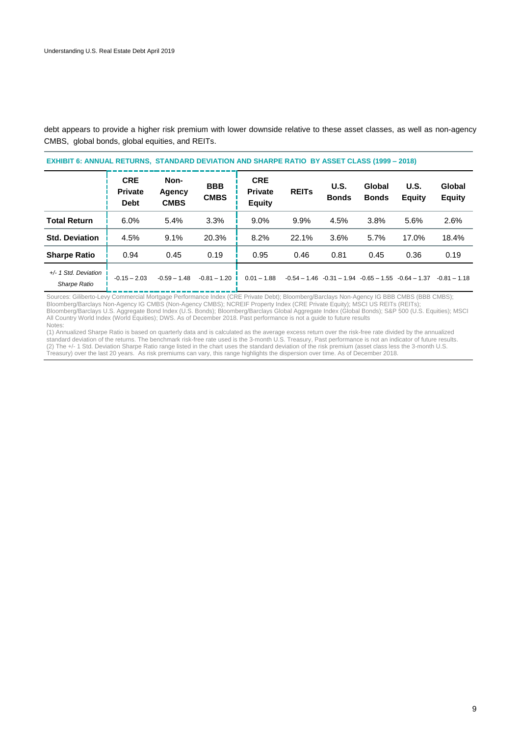debt appears to provide a higher risk premium with lower downside relative to these asset classes, as well as non-agency CMBS, global bonds, global equities, and REITs.

**EXHIBIT 6: ANNUAL RETURNS, STANDARD DEVIATION AND SHARPE RATIO BY ASSET CLASS (1999 – 2018)**

| | CRE Private Debt | Non-Agency CMBS | BBB CMBS | CRE Private Equity | REITs | U.S. Bonds | Global Bonds | U.S. Equity | Global Equity |
|---|---|---|---|---|---|---|---|---|---|
| **Total Return** | 6.0% | 5.4% | 3.3% | 9.0% | 9.9% | 4.5% | 3.8% | 5.6% | 2.6% |
| **Std. Deviation** | 4.5% | 9.1% | 20.3% | 8.2% | 22.1% | 3.6% | 5.7% | 17.0% | 18.4% |
| **Sharpe Ratio** | 0.94 | 0.45 | 0.19 | 0.95 | 0.46 | 0.81 | 0.45 | 0.36 | 0.19 |
| *+/- 1 Std. Deviation Sharpe Ratio* | -0.15 – 2.03 | -0.59 – 1.48 | -0.81 – 1.20 | 0.01 – 1.88 | -0.54 – 1.46 | -0.31 – 1.94 | -0.65 – 1.55 | -0.64 – 1.37 | -0.81 – 1.18 |

Sources: Giliberto-Levy Commercial Mortgage Performance Index (CRE Private Debt); Bloomberg/Barclays Non-Agency IG BBB CMBS (BBB CMBS); Bloomberg/Barclays Non-Agency IG CMBS (Non-Agency CMBS); NCREIF Property Index (CRE Private Equity); MSCI US REITs (REITs); Bloomberg/Barclays U.S. Aggregate Bond Index (U.S. Bonds); Bloomberg/Barclays Global Aggregate Index (Global Bonds); S&P 500 (U.S. Equities); MSCI All Country World Index (World Equities); DWS. As of December 2018. Past performance is not a guide to future results

Notes:

(1) Annualized Sharpe Ratio is based on quarterly data and is calculated as the average excess return over the risk-free rate divided by the annualized standard deviation of the returns. The benchmark risk-free rate used is the 3-month U.S. Treasury, Past performance is not an indicator of future results.

(2) The +/- 1 Std. Deviation Sharpe Ratio range listed in the chart uses the standard deviation of the risk premium (asset class less the 3-month U.S. Treasury) over the last 20 years. As risk premiums can vary, this range highlights the dispersion over time. As of December 2018.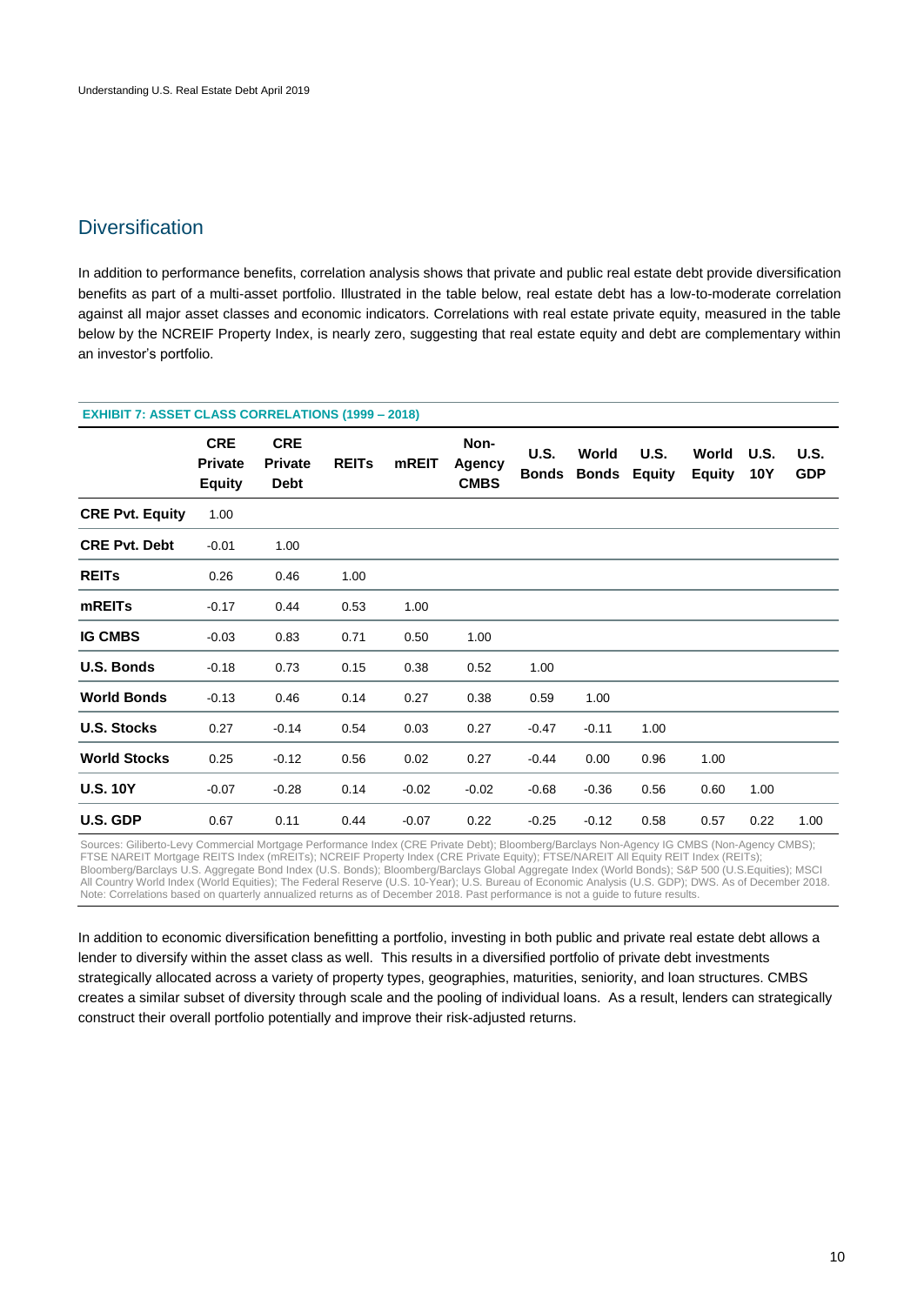## Diversification

In addition to performance benefits, correlation analysis shows that private and public real estate debt provide diversification benefits as part of a multi-asset portfolio. Illustrated in the table below, real estate debt has a low-to-moderate correlation against all major asset classes and economic indicators. Correlations with real estate private equity, measured in the table below by the NCREIF Property Index, is nearly zero, suggesting that real estate equity and debt are complementary within an investor's portfolio.

**EXHIBIT 7: ASSET CLASS CORRELATIONS (1999 – 2018)**

| | CRE Private Equity | CRE Private Debt | REITs | mREIT | Non-Agency CMBS | U.S. Bonds | World Bonds | U.S. Equity | World Equity | U.S. 10Y | U.S. GDP |
|---|---|---|---|---|---|---|---|---|---|---|---|
| **CRE Pvt. Equity** | 1.00 | | | | | | | | | | |
| **CRE Pvt. Debt** | -0.01 | 1.00 | | | | | | | | | |
| **REITs** | 0.26 | 0.46 | 1.00 | | | | | | | | |
| **mREITs** | -0.17 | 0.44 | 0.53 | 1.00 | | | | | | | |
| **IG CMBS** | -0.03 | 0.83 | 0.71 | 0.50 | 1.00 | | | | | | |
| **U.S. Bonds** | -0.18 | 0.73 | 0.15 | 0.38 | 0.52 | 1.00 | | | | | |
| **World Bonds** | -0.13 | 0.46 | 0.14 | 0.27 | 0.38 | 0.59 | 1.00 | | | | |
| **U.S. Stocks** | 0.27 | -0.14 | 0.54 | 0.03 | 0.27 | -0.47 | -0.11 | 1.00 | | | |
| **World Stocks** | 0.25 | -0.12 | 0.56 | 0.02 | 0.27 | -0.44 | 0.00 | 0.96 | 1.00 | | |
| **U.S. 10Y** | -0.07 | -0.28 | 0.14 | -0.02 | -0.02 | -0.68 | -0.36 | 0.56 | 0.60 | 1.00 | |
| **U.S. GDP** | 0.67 | 0.11 | 0.44 | -0.07 | 0.22 | -0.25 | -0.12 | 0.58 | 0.57 | 0.22 | 1.00 |

Sources: Giliberto-Levy Commercial Mortgage Performance Index (CRE Private Debt); Bloomberg/Barclays Non-Agency IG CMBS (Non-Agency CMBS); FTSE NAREIT Mortgage REITS Index (mREITs); NCREIF Property Index (CRE Private Equity); FTSE/NAREIT All Equity REIT Index (REITs); Bloomberg/Barclays U.S. Aggregate Bond Index (U.S. Bonds); Bloomberg/Barclays Global Aggregate Index (World Bonds); S&P 500 (U.S.Equities); MSCI All Country World Index (World Equities); The Federal Reserve (U.S. 10-Year); U.S. Bureau of Economic Analysis (U.S. GDP); DWS. As of December 2018. Note: Correlations based on quarterly annualized returns as of December 2018. Past performance is not a guide to future results.

In addition to economic diversification benefitting a portfolio, investing in both public and private real estate debt allows a lender to diversify within the asset class as well. This results in a diversified portfolio of private debt investments strategically allocated across a variety of property types, geographies, maturities, seniority, and loan structures. CMBS creates a similar subset of diversity through scale and the pooling of individual loans. As a result, lenders can strategically construct their overall portfolio potentially and improve their risk-adjusted returns.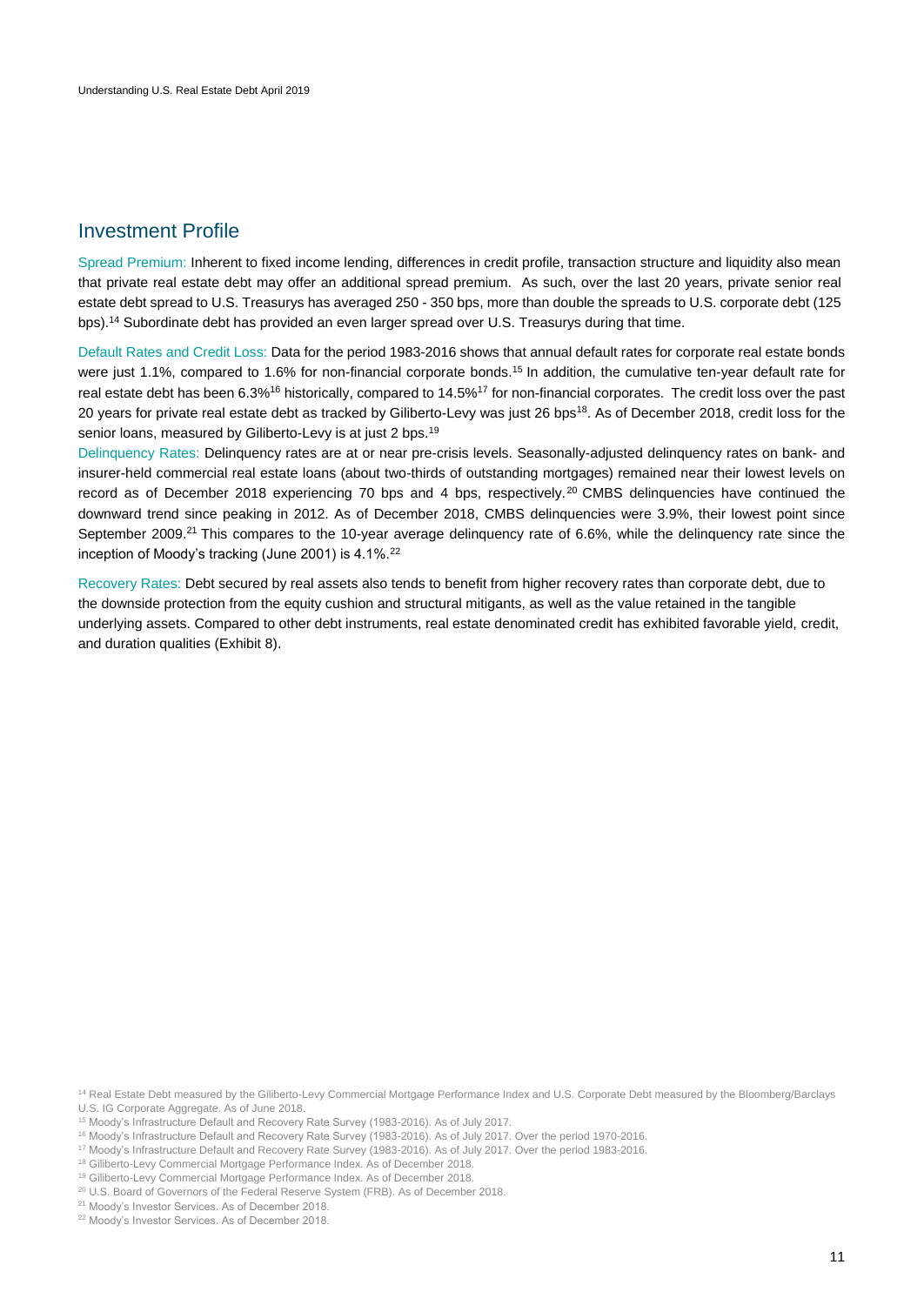## Investment Profile

Spread Premium: Inherent to fixed income lending, differences in credit profile, transaction structure and liquidity also mean that private real estate debt may offer an additional spread premium. As such, over the last 20 years, private senior real estate debt spread to U.S. Treasurys has averaged 250 - 350 bps, more than double the spreads to U.S. corporate debt (125 bps).[14] Subordinate debt has provided an even larger spread over U.S. Treasurys during that time.

Default Rates and Credit Loss: Data for the period 1983-2016 shows that annual default rates for corporate real estate bonds were just 1.1%, compared to 1.6% for non-financial corporate bonds.[15] In addition, the cumulative ten-year default rate for real estate debt has been 6.3%[16] historically, compared to 14.5%[17] for non-financial corporates. The credit loss over the past 20 years for private real estate debt as tracked by Giliberto-Levy was just 26 bps[18]. As of December 2018, credit loss for the senior loans, measured by Giliberto-Levy is at just 2 bps.[19]

Delinquency Rates: Delinquency rates are at or near pre-crisis levels. Seasonally-adjusted delinquency rates on bank- and insurer-held commercial real estate loans (about two-thirds of outstanding mortgages) remained near their lowest levels on record as of December 2018 experiencing 70 bps and 4 bps, respectively.[20] CMBS delinquencies have continued the downward trend since peaking in 2012. As of December 2018, CMBS delinquencies were 3.9%, their lowest point since September 2009.[21] This compares to the 10-year average delinquency rate of 6.6%, while the delinquency rate since the inception of Moody's tracking (June 2001) is 4.1%.[22]

Recovery Rates: Debt secured by real assets also tends to benefit from higher recovery rates than corporate debt, due to the downside protection from the equity cushion and structural mitigants, as well as the value retained in the tangible underlying assets. Compared to other debt instruments, real estate denominated credit has exhibited favorable yield, credit, and duration qualities (Exhibit 8).

[14] Real Estate Debt measured by the Giliberto-Levy Commercial Mortgage Performance Index and U.S. Corporate Debt measured by the Bloomberg/Barclays U.S. IG Corporate Aggregate. As of June 2018.
[15] Moody's Infrastructure Default and Recovery Rate Survey (1983-2016). As of July 2017.
[16] Moody's Infrastructure Default and Recovery Rate Survey (1983-2016). As of July 2017. Over the period 1970-2016.
[17] Moody's Infrastructure Default and Recovery Rate Survey (1983-2016). As of July 2017. Over the period 1983-2016.
[18] Giliberto-Levy Commercial Mortgage Performance Index. As of December 2018.
[19] Giliberto-Levy Commercial Mortgage Performance Index. As of December 2018.
[20] U.S. Board of Governors of the Federal Reserve System (FRB). As of December 2018.
[21] Moody's Investor Services. As of December 2018.
[22] Moody's Investor Services. As of December 2018.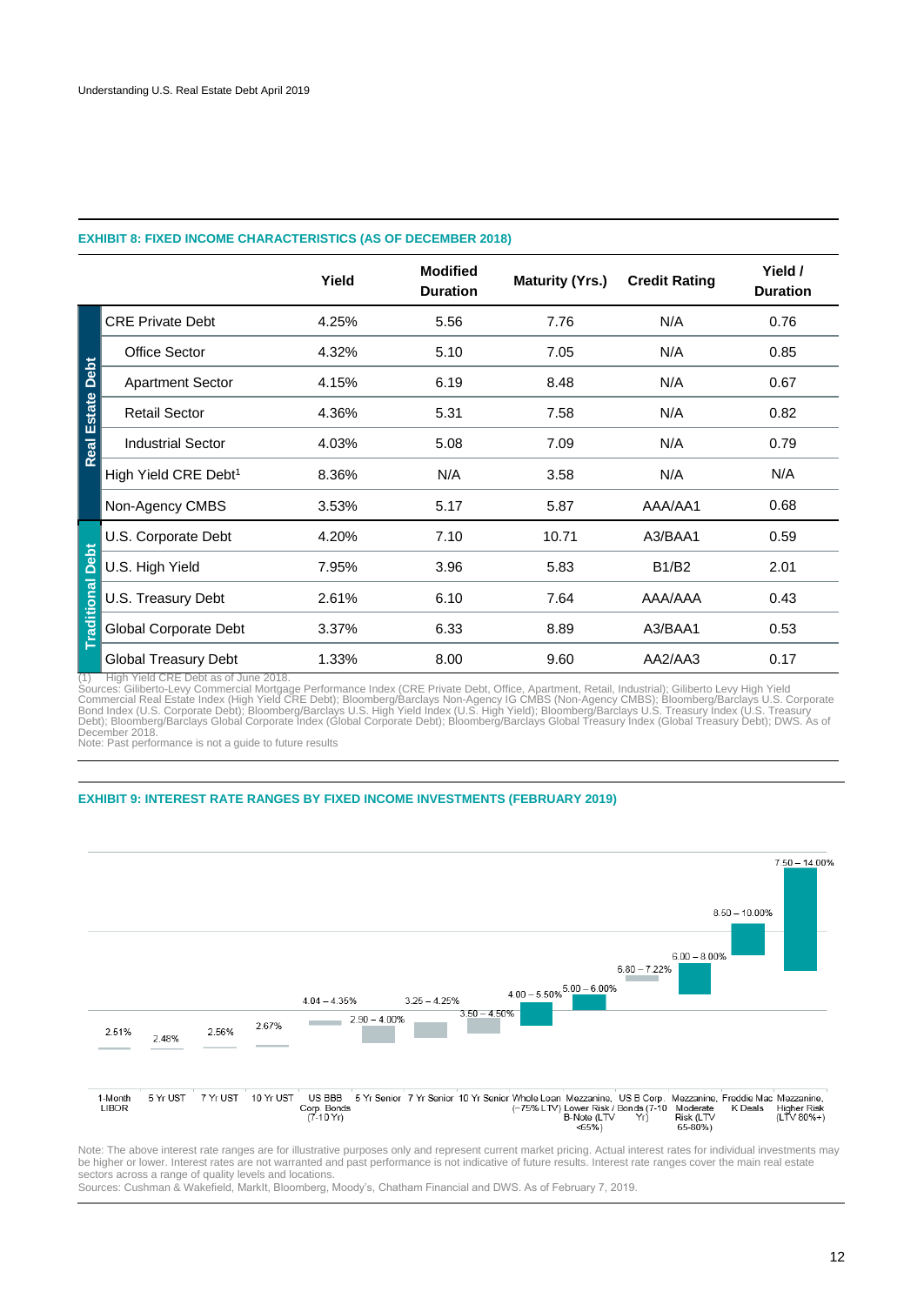**EXHIBIT 8: FIXED INCOME CHARACTERISTICS (AS OF DECEMBER 2018)**

| | | Yield | Modified Duration | Maturity (Yrs.) | Credit Rating | Yield / Duration |
|---|---|---|---|---|---|---|
| Real Estate Debt | CRE Private Debt | 4.25% | 5.56 | 7.76 | N/A | 0.76 |
| | Office Sector | 4.32% | 5.10 | 7.05 | N/A | 0.85 |
| | Apartment Sector | 4.15% | 6.19 | 8.48 | N/A | 0.67 |
| | Retail Sector | 4.36% | 5.31 | 7.58 | N/A | 0.82 |
| | Industrial Sector | 4.03% | 5.08 | 7.09 | N/A | 0.79 |
| | High Yield CRE Debt[1] | 8.36% | N/A | 3.58 | N/A | N/A |
| | Non-Agency CMBS | 3.53% | 5.17 | 5.87 | AAA/AA1 | 0.68 |
| Traditional Debt | U.S. Corporate Debt | 4.20% | 7.10 | 10.71 | A3/BAA1 | 0.59 |
| | U.S. High Yield | 7.95% | 3.96 | 5.83 | B1/B2 | 2.01 |
| | U.S. Treasury Debt | 2.61% | 6.10 | 7.64 | AAA/AAA | 0.43 |
| | Global Corporate Debt | 3.37% | 6.33 | 8.89 | A3/BAA1 | 0.53 |
| | Global Treasury Debt | 1.33% | 8.00 | 9.60 | AA2/AA3 | 0.17 |

(1) High Yield CRE Debt as of June 2018.
Sources: Giliberto-Levy Commercial Mortgage Performance Index (CRE Private Debt, Office, Apartment, Retail, Industrial); Giliberto Levy High Yield Commercial Real Estate Index (High Yield CRE Debt); Bloomberg/Barclays Non-Agency IG CMBS (Non-Agency CMBS); Bloomberg/Barclays U.S. Corporate Bond Index (U.S. Corporate Debt); Bloomberg/Barclays U.S. High Yield Index (U.S. High Yield); Bloomberg/Barclays U.S. Treasury Index (U.S. Treasury Debt); Bloomberg/Barclays Global Corporate Index (Global Corporate Debt); Bloomberg/Barclays Global Treasury Index (Global Treasury Debt); DWS. As of December 2018.
Note: Past performance is not a guide to future results

**EXHIBIT 9: INTEREST RATE RANGES BY FIXED INCOME INVESTMENTS (FEBRUARY 2019)**

| Investment | Rate / Range |
|---|---|
| 1-Month LIBOR | 2.51% |
| 5 Yr UST | 2.48% |
| 7 Yr UST | 2.56% |
| 10 Yr UST | 2.67% |
| US BBB Corp. Bonds (7-10 Yr) | 4.04 – 4.35% |
| 5 Yr Senior | 2.90 – 4.00% |
| 7 Yr Senior | 3.25 – 4.25% |
| 10 Yr Senior | 3.50 – 4.50% |
| Whole Loan (~75% LTV) | 4.00 – 5.50% |
| Mezzanine, Lower Risk / B-Note (LTV <65%) | 5.00 – 6.00% |
| US B Corp. Bonds (7-10 Yr) | 6.80 – 7.22% |
| Mezzanine, Moderate Risk (LTV 65-80%) | 6.00 – 8.00% |
| Freddie Mac K Deals | 8.50 – 10.00% |
| Mezzanine, Higher Risk (LTV 80%+) | 7.50 – 14.00% |

Note: The above interest rate ranges are for illustrative purposes only and represent current market pricing. Actual interest rates for individual investments may be higher or lower. Interest rates are not warranted and past performance is not indicative of future results. Interest rate ranges cover the main real estate sectors across a range of quality levels and locations.
Sources: Cushman & Wakefield, MarkIt, Bloomberg, Moody's, Chatham Financial and DWS. As of February 7, 2019.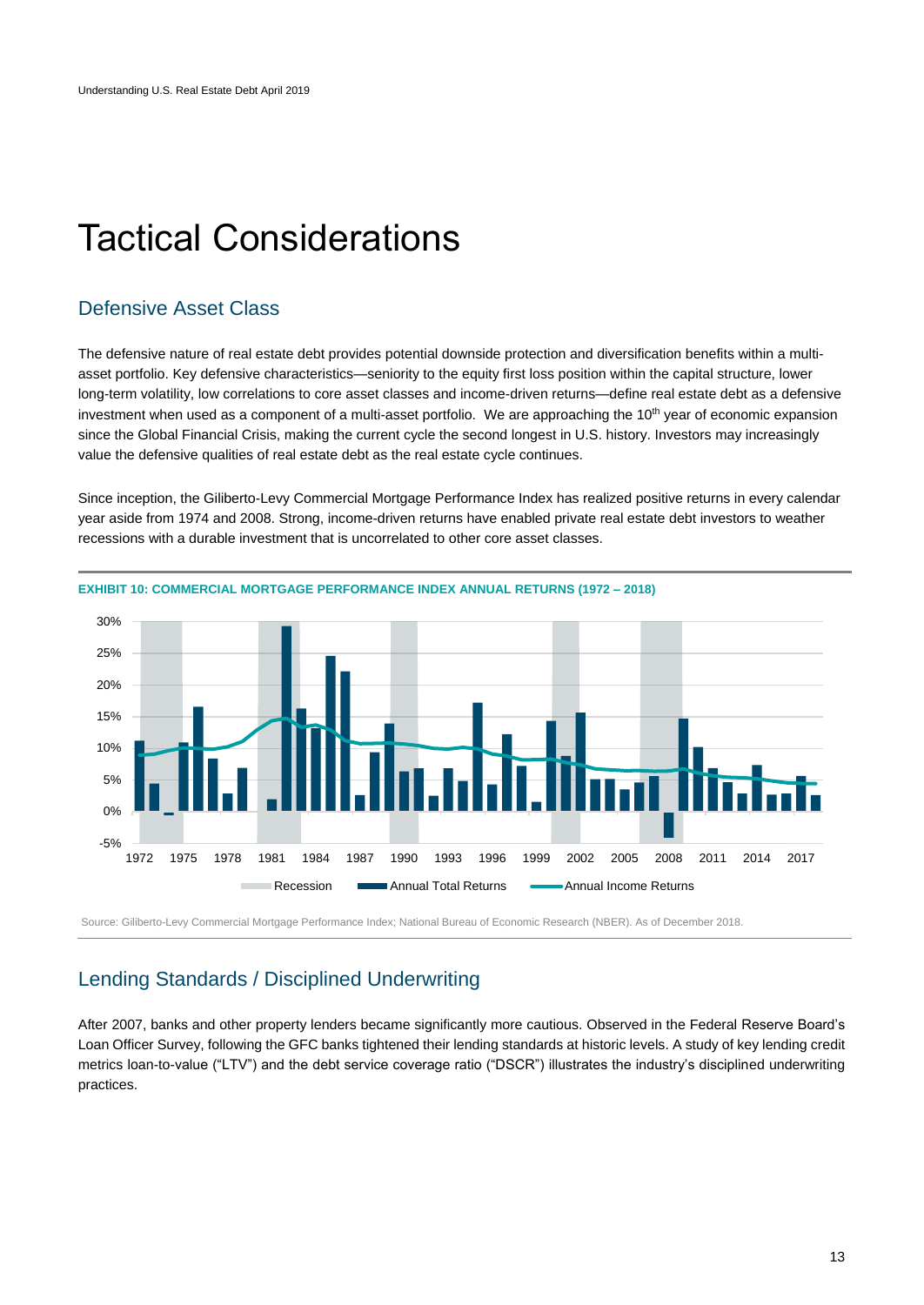# Tactical Considerations

## Defensive Asset Class

The defensive nature of real estate debt provides potential downside protection and diversification benefits within a multi-asset portfolio. Key defensive characteristics—seniority to the equity first loss position within the capital structure, lower long-term volatility, low correlations to core asset classes and income-driven returns—define real estate debt as a defensive investment when used as a component of a multi-asset portfolio. We are approaching the 10th year of economic expansion since the Global Financial Crisis, making the current cycle the second longest in U.S. history. Investors may increasingly value the defensive qualities of real estate debt as the real estate cycle continues.

Since inception, the Giliberto-Levy Commercial Mortgage Performance Index has realized positive returns in every calendar year aside from 1974 and 2008. Strong, income-driven returns have enabled private real estate debt investors to weather recessions with a durable investment that is uncorrelated to other core asset classes.

**EXHIBIT 10: COMMERCIAL MORTGAGE PERFORMANCE INDEX ANNUAL RETURNS (1972 – 2018)**

Source: Giliberto-Levy Commercial Mortgage Performance Index; National Bureau of Economic Research (NBER). As of December 2018.

## Lending Standards / Disciplined Underwriting

After 2007, banks and other property lenders became significantly more cautious. Observed in the Federal Reserve Board's Loan Officer Survey, following the GFC banks tightened their lending standards at historic levels. A study of key lending credit metrics loan-to-value ("LTV") and the debt service coverage ratio ("DSCR") illustrates the industry's disciplined underwriting practices.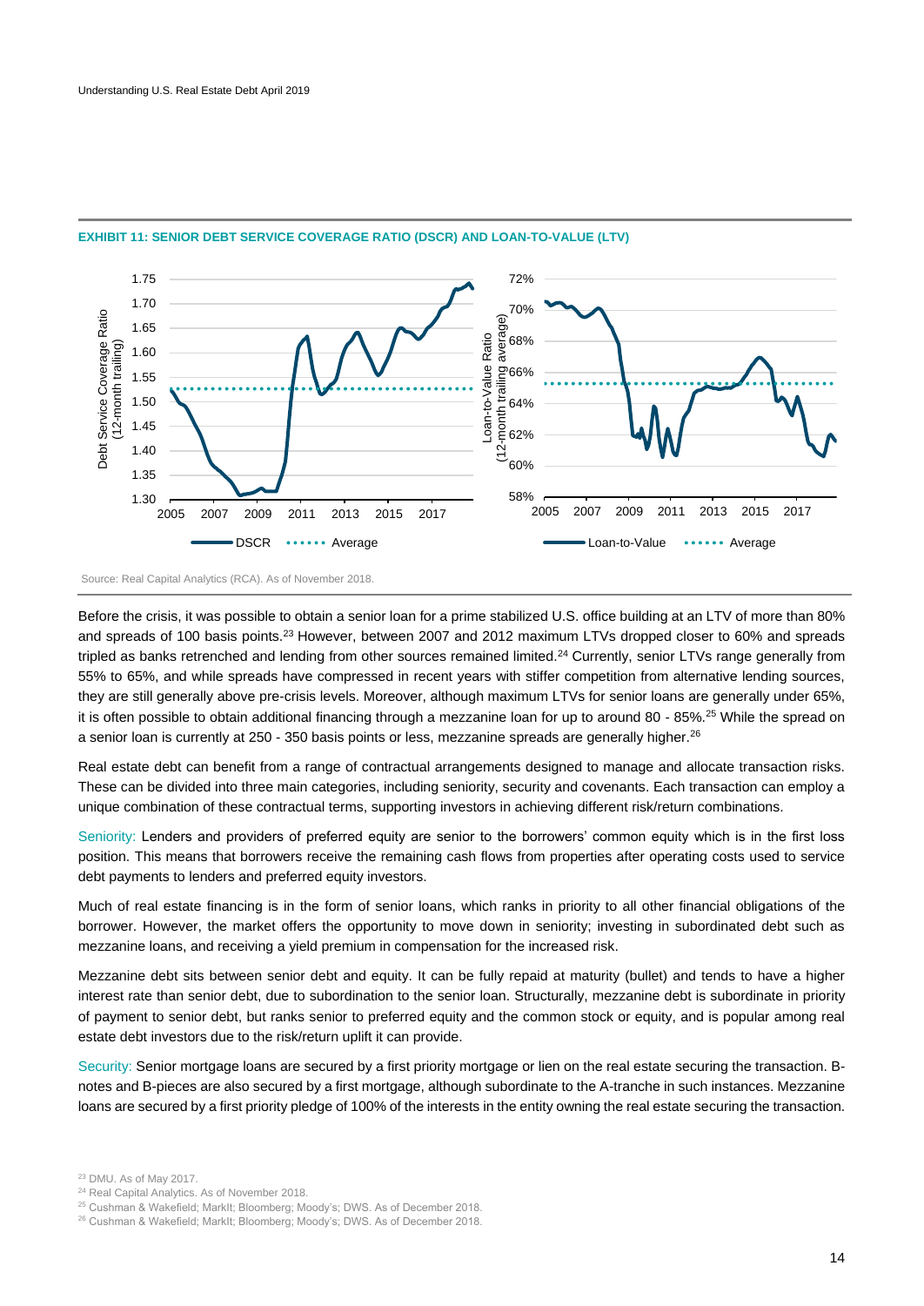**EXHIBIT 11: SENIOR DEBT SERVICE COVERAGE RATIO (DSCR) AND LOAN-TO-VALUE (LTV)**

Source: Real Capital Analytics (RCA). As of November 2018.

Before the crisis, it was possible to obtain a senior loan for a prime stabilized U.S. office building at an LTV of more than 80% and spreads of 100 basis points.[23] However, between 2007 and 2012 maximum LTVs dropped closer to 60% and spreads tripled as banks retrenched and lending from other sources remained limited.[24] Currently, senior LTVs range generally from 55% to 65%, and while spreads have compressed in recent years with stiffer competition from alternative lending sources, they are still generally above pre-crisis levels. Moreover, although maximum LTVs for senior loans are generally under 65%, it is often possible to obtain additional financing through a mezzanine loan for up to around 80 - 85%.[25] While the spread on a senior loan is currently at 250 - 350 basis points or less, mezzanine spreads are generally higher.[26]

Real estate debt can benefit from a range of contractual arrangements designed to manage and allocate transaction risks. These can be divided into three main categories, including seniority, security and covenants. Each transaction can employ a unique combination of these contractual terms, supporting investors in achieving different risk/return combinations.

Seniority: Lenders and providers of preferred equity are senior to the borrowers' common equity which is in the first loss position. This means that borrowers receive the remaining cash flows from properties after operating costs used to service debt payments to lenders and preferred equity investors.

Much of real estate financing is in the form of senior loans, which ranks in priority to all other financial obligations of the borrower. However, the market offers the opportunity to move down in seniority; investing in subordinated debt such as mezzanine loans, and receiving a yield premium in compensation for the increased risk.

Mezzanine debt sits between senior debt and equity. It can be fully repaid at maturity (bullet) and tends to have a higher interest rate than senior debt, due to subordination to the senior loan. Structurally, mezzanine debt is subordinate in priority of payment to senior debt, but ranks senior to preferred equity and the common stock or equity, and is popular among real estate debt investors due to the risk/return uplift it can provide.

Security: Senior mortgage loans are secured by a first priority mortgage or lien on the real estate securing the transaction. B-notes and B-pieces are also secured by a first mortgage, although subordinate to the A-tranche in such instances. Mezzanine loans are secured by a first priority pledge of 100% of the interests in the entity owning the real estate securing the transaction.

[23] DMU. As of May 2017.
[24] Real Capital Analytics. As of November 2018.
[25] Cushman & Wakefield; MarkIt; Bloomberg; Moody's; DWS. As of December 2018.
[26] Cushman & Wakefield; MarkIt; Bloomberg; Moody's; DWS. As of December 2018.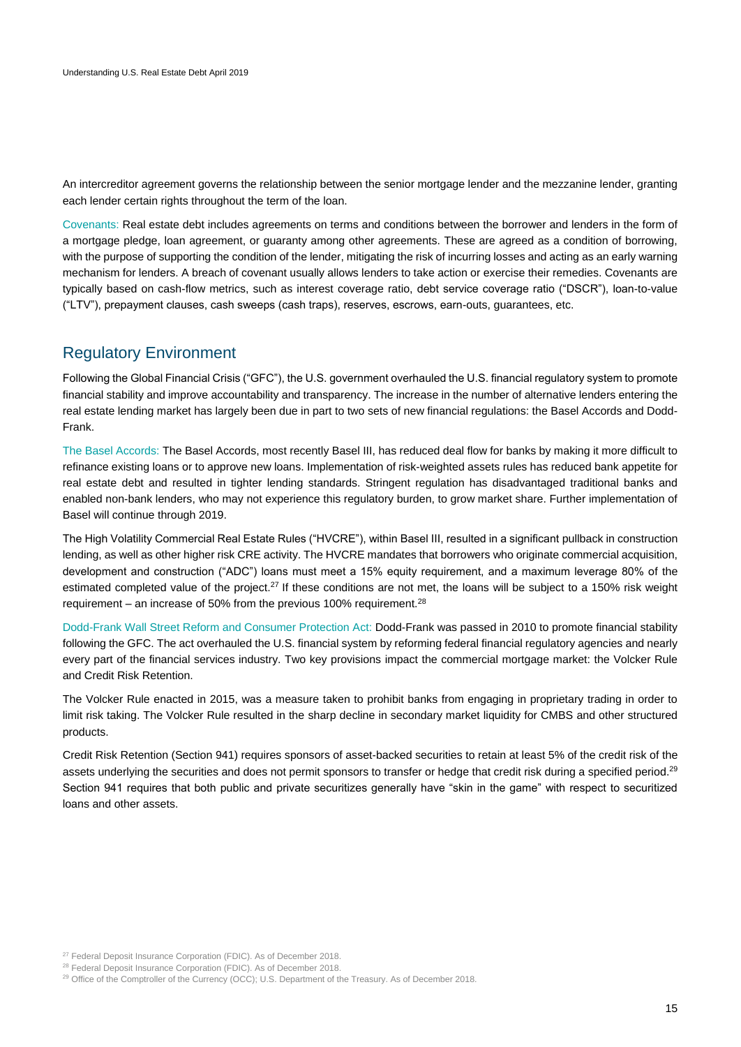An intercreditor agreement governs the relationship between the senior mortgage lender and the mezzanine lender, granting each lender certain rights throughout the term of the loan.

Covenants: Real estate debt includes agreements on terms and conditions between the borrower and lenders in the form of a mortgage pledge, loan agreement, or guaranty among other agreements. These are agreed as a condition of borrowing, with the purpose of supporting the condition of the lender, mitigating the risk of incurring losses and acting as an early warning mechanism for lenders. A breach of covenant usually allows lenders to take action or exercise their remedies. Covenants are typically based on cash-flow metrics, such as interest coverage ratio, debt service coverage ratio ("DSCR"), loan-to-value ("LTV"), prepayment clauses, cash sweeps (cash traps), reserves, escrows, earn-outs, guarantees, etc.

## Regulatory Environment

Following the Global Financial Crisis ("GFC"), the U.S. government overhauled the U.S. financial regulatory system to promote financial stability and improve accountability and transparency. The increase in the number of alternative lenders entering the real estate lending market has largely been due in part to two sets of new financial regulations: the Basel Accords and Dodd-Frank.

The Basel Accords: The Basel Accords, most recently Basel III, has reduced deal flow for banks by making it more difficult to refinance existing loans or to approve new loans. Implementation of risk-weighted assets rules has reduced bank appetite for real estate debt and resulted in tighter lending standards. Stringent regulation has disadvantaged traditional banks and enabled non-bank lenders, who may not experience this regulatory burden, to grow market share. Further implementation of Basel will continue through 2019.

The High Volatility Commercial Real Estate Rules ("HVCRE"), within Basel III, resulted in a significant pullback in construction lending, as well as other higher risk CRE activity. The HVCRE mandates that borrowers who originate commercial acquisition, development and construction ("ADC") loans must meet a 15% equity requirement, and a maximum leverage 80% of the estimated completed value of the project.[27] If these conditions are not met, the loans will be subject to a 150% risk weight requirement – an increase of 50% from the previous 100% requirement.[28]

Dodd-Frank Wall Street Reform and Consumer Protection Act: Dodd-Frank was passed in 2010 to promote financial stability following the GFC. The act overhauled the U.S. financial system by reforming federal financial regulatory agencies and nearly every part of the financial services industry. Two key provisions impact the commercial mortgage market: the Volcker Rule and Credit Risk Retention.

The Volcker Rule enacted in 2015, was a measure taken to prohibit banks from engaging in proprietary trading in order to limit risk taking. The Volcker Rule resulted in the sharp decline in secondary market liquidity for CMBS and other structured products.

Credit Risk Retention (Section 941) requires sponsors of asset-backed securities to retain at least 5% of the credit risk of the assets underlying the securities and does not permit sponsors to transfer or hedge that credit risk during a specified period.[29] Section 941 requires that both public and private securitizes generally have "skin in the game" with respect to securitized loans and other assets.

[27] Federal Deposit Insurance Corporation (FDIC). As of December 2018.

[28] Federal Deposit Insurance Corporation (FDIC). As of December 2018.

[29] Office of the Comptroller of the Currency (OCC); U.S. Department of the Treasury. As of December 2018.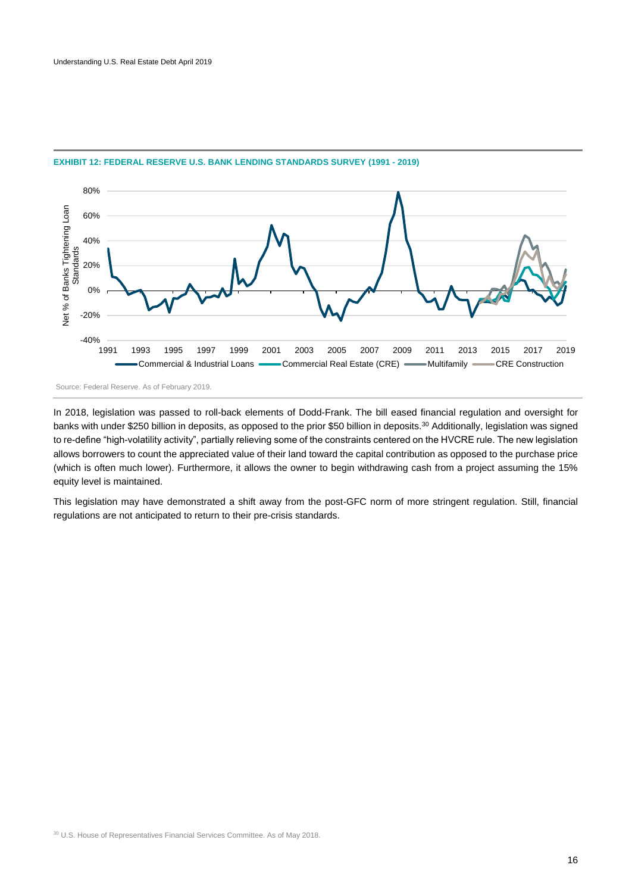**EXHIBIT 12: FEDERAL RESERVE U.S. BANK LENDING STANDARDS SURVEY (1991 - 2019)**

Source: Federal Reserve. As of February 2019.

In 2018, legislation was passed to roll-back elements of Dodd-Frank. The bill eased financial regulation and oversight for banks with under $250 billion in deposits, as opposed to the prior $50 billion in deposits.[30] Additionally, legislation was signed to re-define "high-volatility activity", partially relieving some of the constraints centered on the HVCRE rule. The new legislation allows borrowers to count the appreciated value of their land toward the capital contribution as opposed to the purchase price (which is often much lower). Furthermore, it allows the owner to begin withdrawing cash from a project assuming the 15% equity level is maintained.

This legislation may have demonstrated a shift away from the post-GFC norm of more stringent regulation. Still, financial regulations are not anticipated to return to their pre-crisis standards.

[30] U.S. House of Representatives Financial Services Committee. As of May 2018.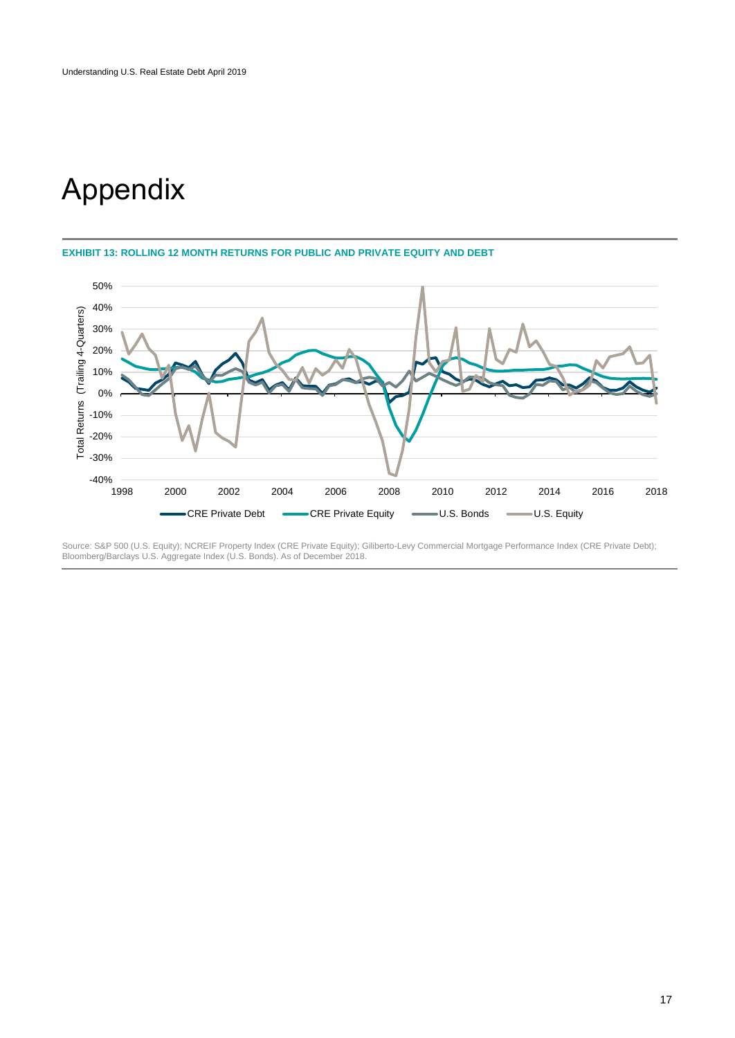# Appendix

**EXHIBIT 13: ROLLING 12 MONTH RETURNS FOR PUBLIC AND PRIVATE EQUITY AND DEBT**

Source: S&P 500 (U.S. Equity); NCREIF Property Index (CRE Private Equity); Giliberto-Levy Commercial Mortgage Performance Index (CRE Private Debt); Bloomberg/Barclays U.S. Aggregate Index (U.S. Bonds). As of December 2018.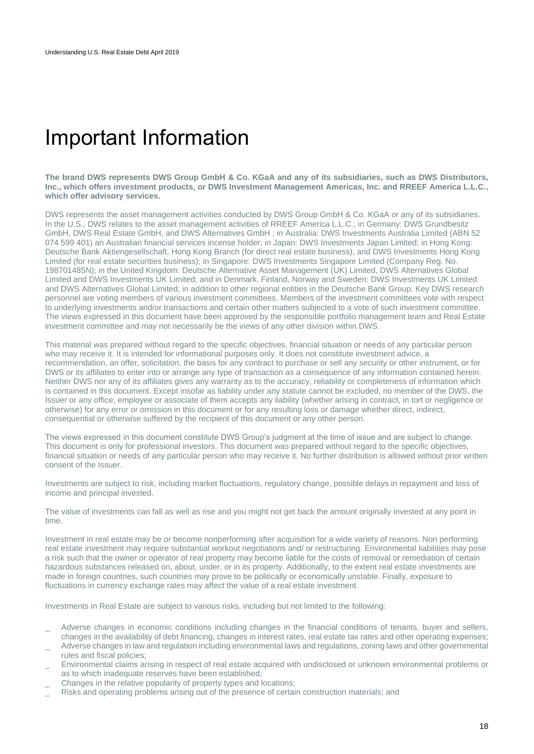# Important Information

**The brand DWS represents DWS Group GmbH & Co. KGaA and any of its subsidiaries, such as DWS Distributors, Inc., which offers investment products, or DWS Investment Management Americas, Inc. and RREEF America L.L.C., which offer advisory services.**

DWS represents the asset management activities conducted by DWS Group GmbH & Co. KGaA or any of its subsidiaries. In the U.S., DWS relates to the asset management activities of RREEF America L.L.C.; in Germany: DWS Grundbesitz GmbH, DWS Real Estate GmbH, and DWS Alternatives GmbH ; in Australia: DWS Investments Australia Limited (ABN 52 074 599 401) an Australian financial services incense holder; in Japan: DWS Investments Japan Limited; in Hong Kong: Deutsche Bank Aktiengesellschaft, Hong Kong Branch (for direct real estate business), and DWS Investments Hong Kong Limited (for real estate securities business); in Singapore: DWS Investments Singapore Limited (Company Reg. No. 198701485N); in the United Kingdom: Deutsche Alternative Asset Management (UK) Limited, DWS Alternatives Global Limited and DWS Investments UK Limited; and in Denmark, Finland, Norway and Sweden: DWS Investments UK Limited and DWS Alternatives Global Limited; in addition to other regional entities in the Deutsche Bank Group. Key DWS research personnel are voting members of various investment committees. Members of the investment committees vote with respect to underlying investments and/or transactions and certain other matters subjected to a vote of such investment committee. The views expressed in this document have been approved by the responsible portfolio management team and Real Estate investment committee and may not necessarily be the views of any other division within DWS.

This material was prepared without regard to the specific objectives, financial situation or needs of any particular person who may receive it. It is intended for informational purposes only. It does not constitute investment advice, a recommendation, an offer, solicitation, the basis for any contract to purchase or sell any security or other instrument, or for DWS or its affiliates to enter into or arrange any type of transaction as a consequence of any information contained herein. Neither DWS nor any of its affiliates gives any warranty as to the accuracy, reliability or completeness of information which is contained in this document. Except insofar as liability under any statute cannot be excluded, no member of the DWS, the Issuer or any office, employee or associate of them accepts any liability (whether arising in contract, in tort or negligence or otherwise) for any error or omission in this document or for any resulting loss or damage whether direct, indirect, consequential or otherwise suffered by the recipient of this document or any other person.

The views expressed in this document constitute DWS Group's judgment at the time of issue and are subject to change. This document is only for professional investors. This document was prepared without regard to the specific objectives, financial situation or needs of any particular person who may receive it. No further distribution is allowed without prior written consent of the Issuer.

Investments are subject to risk, including market fluctuations, regulatory change, possible delays in repayment and loss of income and principal invested.

The value of investments can fall as well as rise and you might not get back the amount originally invested at any point in time.

Investment in real estate may be or become nonperforming after acquisition for a wide variety of reasons. Non performing real estate investment may require substantial workout negotiations and/ or restructuring. Environmental liabilities may pose a risk such that the owner or operator of real property may become liable for the costs of removal or remediation of certain hazardous substances released on, about, under, or in its property. Additionally, to the extent real estate investments are made in foreign countries, such countries may prove to be politically or economically unstable. Finally, exposure to fluctuations in currency exchange rates may affect the value of a real estate investment.

Investments in Real Estate are subject to various risks, including but not limited to the following:

- Adverse changes in economic conditions including changes in the financial conditions of tenants, buyer and sellers, changes in the availability of debt financing, changes in interest rates, real estate tax rates and other operating expenses;
- Adverse changes in law and regulation including environmental laws and regulations, zoning laws and other governmental rules and fiscal policies;
- Environmental claims arising in respect of real estate acquired with undisclosed or unknown environmental problems or as to which inadequate reserves have been established;
- Changes in the relative popularity of property types and locations;
- Risks and operating problems arising out of the presence of certain construction materials; and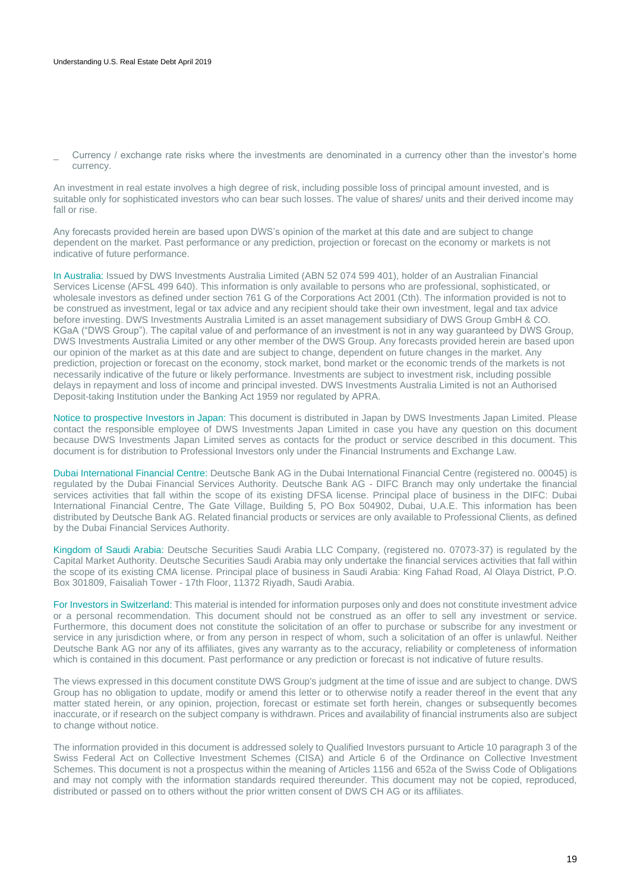- Currency / exchange rate risks where the investments are denominated in a currency other than the investor's home currency.

An investment in real estate involves a high degree of risk, including possible loss of principal amount invested, and is suitable only for sophisticated investors who can bear such losses. The value of shares/ units and their derived income may fall or rise.

Any forecasts provided herein are based upon DWS's opinion of the market at this date and are subject to change dependent on the market. Past performance or any prediction, projection or forecast on the economy or markets is not indicative of future performance.

In Australia: Issued by DWS Investments Australia Limited (ABN 52 074 599 401), holder of an Australian Financial Services License (AFSL 499 640). This information is only available to persons who are professional, sophisticated, or wholesale investors as defined under section 761 G of the Corporations Act 2001 (Cth). The information provided is not to be construed as investment, legal or tax advice and any recipient should take their own investment, legal and tax advice before investing. DWS Investments Australia Limited is an asset management subsidiary of DWS Group GmbH & CO. KGaA ("DWS Group"). The capital value of and performance of an investment is not in any way guaranteed by DWS Group, DWS Investments Australia Limited or any other member of the DWS Group. Any forecasts provided herein are based upon our opinion of the market as at this date and are subject to change, dependent on future changes in the market. Any prediction, projection or forecast on the economy, stock market, bond market or the economic trends of the markets is not necessarily indicative of the future or likely performance. Investments are subject to investment risk, including possible delays in repayment and loss of income and principal invested. DWS Investments Australia Limited is not an Authorised Deposit-taking Institution under the Banking Act 1959 nor regulated by APRA.

Notice to prospective Investors in Japan: This document is distributed in Japan by DWS Investments Japan Limited. Please contact the responsible employee of DWS Investments Japan Limited in case you have any question on this document because DWS Investments Japan Limited serves as contacts for the product or service described in this document. This document is for distribution to Professional Investors only under the Financial Instruments and Exchange Law.

Dubai International Financial Centre: Deutsche Bank AG in the Dubai International Financial Centre (registered no. 00045) is regulated by the Dubai Financial Services Authority. Deutsche Bank AG - DIFC Branch may only undertake the financial services activities that fall within the scope of its existing DFSA license. Principal place of business in the DIFC: Dubai International Financial Centre, The Gate Village, Building 5, PO Box 504902, Dubai, U.A.E. This information has been distributed by Deutsche Bank AG. Related financial products or services are only available to Professional Clients, as defined by the Dubai Financial Services Authority.

Kingdom of Saudi Arabia: Deutsche Securities Saudi Arabia LLC Company, (registered no. 07073-37) is regulated by the Capital Market Authority. Deutsche Securities Saudi Arabia may only undertake the financial services activities that fall within the scope of its existing CMA license. Principal place of business in Saudi Arabia: King Fahad Road, Al Olaya District, P.O. Box 301809, Faisaliah Tower - 17th Floor, 11372 Riyadh, Saudi Arabia.

For Investors in Switzerland: This material is intended for information purposes only and does not constitute investment advice or a personal recommendation. This document should not be construed as an offer to sell any investment or service. Furthermore, this document does not constitute the solicitation of an offer to purchase or subscribe for any investment or service in any jurisdiction where, or from any person in respect of whom, such a solicitation of an offer is unlawful. Neither Deutsche Bank AG nor any of its affiliates, gives any warranty as to the accuracy, reliability or completeness of information which is contained in this document. Past performance or any prediction or forecast is not indicative of future results.

The views expressed in this document constitute DWS Group's judgment at the time of issue and are subject to change. DWS Group has no obligation to update, modify or amend this letter or to otherwise notify a reader thereof in the event that any matter stated herein, or any opinion, projection, forecast or estimate set forth herein, changes or subsequently becomes inaccurate, or if research on the subject company is withdrawn. Prices and availability of financial instruments also are subject to change without notice.

The information provided in this document is addressed solely to Qualified Investors pursuant to Article 10 paragraph 3 of the Swiss Federal Act on Collective Investment Schemes (CISA) and Article 6 of the Ordinance on Collective Investment Schemes. This document is not a prospectus within the meaning of Articles 1156 and 652a of the Swiss Code of Obligations and may not comply with the information standards required thereunder. This document may not be copied, reproduced, distributed or passed on to others without the prior written consent of DWS CH AG or its affiliates.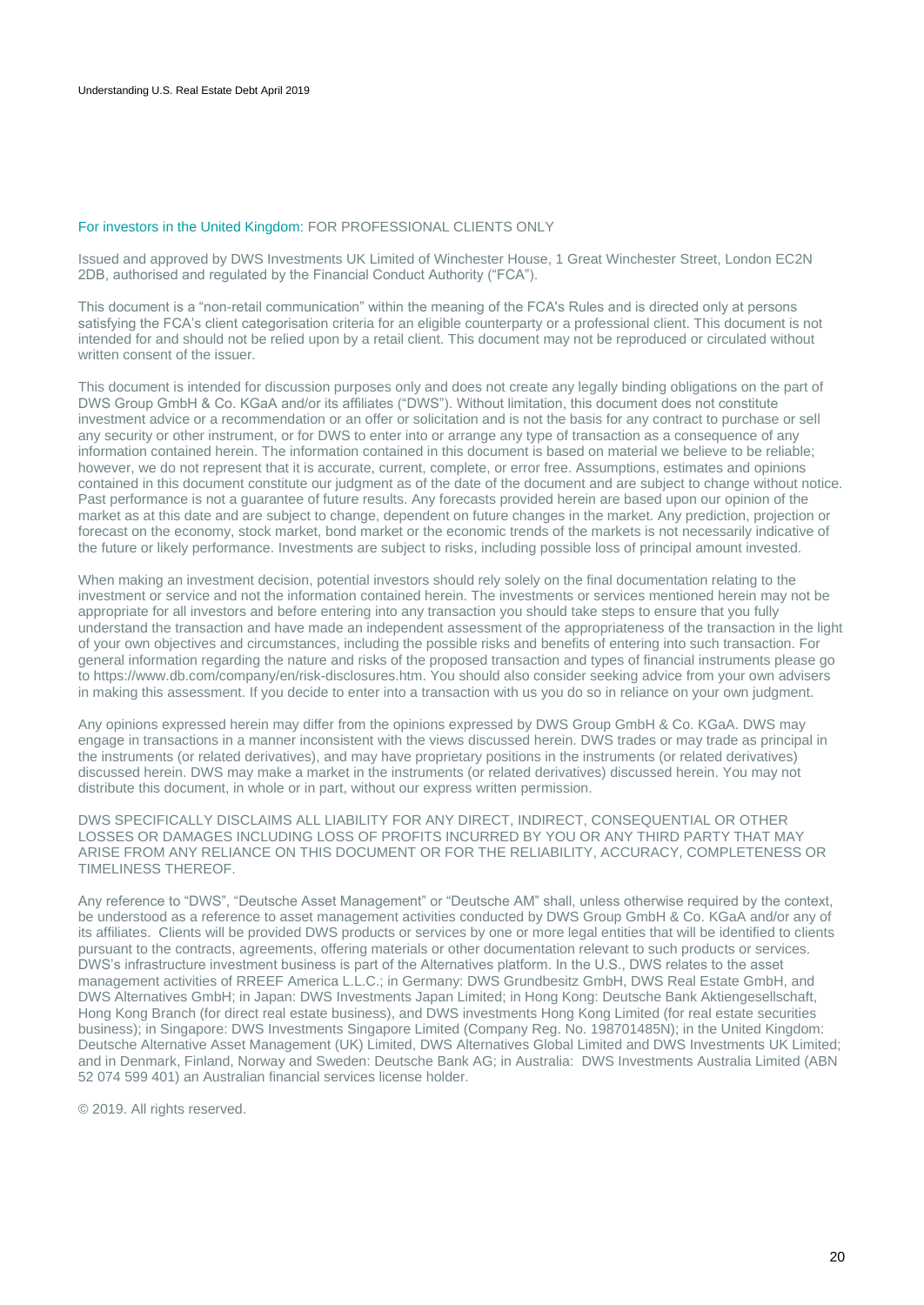For investors in the United Kingdom: FOR PROFESSIONAL CLIENTS ONLY

Issued and approved by DWS Investments UK Limited of Winchester House, 1 Great Winchester Street, London EC2N 2DB, authorised and regulated by the Financial Conduct Authority ("FCA").

This document is a "non-retail communication" within the meaning of the FCA's Rules and is directed only at persons satisfying the FCA's client categorisation criteria for an eligible counterparty or a professional client. This document is not intended for and should not be relied upon by a retail client. This document may not be reproduced or circulated without written consent of the issuer.

This document is intended for discussion purposes only and does not create any legally binding obligations on the part of DWS Group GmbH & Co. KGaA and/or its affiliates ("DWS"). Without limitation, this document does not constitute investment advice or a recommendation or an offer or solicitation and is not the basis for any contract to purchase or sell any security or other instrument, or for DWS to enter into or arrange any type of transaction as a consequence of any information contained herein. The information contained in this document is based on material we believe to be reliable; however, we do not represent that it is accurate, current, complete, or error free. Assumptions, estimates and opinions contained in this document constitute our judgment as of the date of the document and are subject to change without notice. Past performance is not a guarantee of future results. Any forecasts provided herein are based upon our opinion of the market as at this date and are subject to change, dependent on future changes in the market. Any prediction, projection or forecast on the economy, stock market, bond market or the economic trends of the markets is not necessarily indicative of the future or likely performance. Investments are subject to risks, including possible loss of principal amount invested.

When making an investment decision, potential investors should rely solely on the final documentation relating to the investment or service and not the information contained herein. The investments or services mentioned herein may not be appropriate for all investors and before entering into any transaction you should take steps to ensure that you fully understand the transaction and have made an independent assessment of the appropriateness of the transaction in the light of your own objectives and circumstances, including the possible risks and benefits of entering into such transaction. For general information regarding the nature and risks of the proposed transaction and types of financial instruments please go to https://www.db.com/company/en/risk-disclosures.htm. You should also consider seeking advice from your own advisers in making this assessment. If you decide to enter into a transaction with us you do so in reliance on your own judgment.

Any opinions expressed herein may differ from the opinions expressed by DWS Group GmbH & Co. KGaA. DWS may engage in transactions in a manner inconsistent with the views discussed herein. DWS trades or may trade as principal in the instruments (or related derivatives), and may have proprietary positions in the instruments (or related derivatives) discussed herein. DWS may make a market in the instruments (or related derivatives) discussed herein. You may not distribute this document, in whole or in part, without our express written permission.

DWS SPECIFICALLY DISCLAIMS ALL LIABILITY FOR ANY DIRECT, INDIRECT, CONSEQUENTIAL OR OTHER LOSSES OR DAMAGES INCLUDING LOSS OF PROFITS INCURRED BY YOU OR ANY THIRD PARTY THAT MAY ARISE FROM ANY RELIANCE ON THIS DOCUMENT OR FOR THE RELIABILITY, ACCURACY, COMPLETENESS OR TIMELINESS THEREOF.

Any reference to "DWS", "Deutsche Asset Management" or "Deutsche AM" shall, unless otherwise required by the context, be understood as a reference to asset management activities conducted by DWS Group GmbH & Co. KGaA and/or any of its affiliates. Clients will be provided DWS products or services by one or more legal entities that will be identified to clients pursuant to the contracts, agreements, offering materials or other documentation relevant to such products or services. DWS's infrastructure investment business is part of the Alternatives platform. In the U.S., DWS relates to the asset management activities of RREEF America L.L.C.; in Germany: DWS Grundbesitz GmbH, DWS Real Estate GmbH, and DWS Alternatives GmbH; in Japan: DWS Investments Japan Limited; in Hong Kong: Deutsche Bank Aktiengesellschaft, Hong Kong Branch (for direct real estate business), and DWS investments Hong Kong Limited (for real estate securities business); in Singapore: DWS Investments Singapore Limited (Company Reg. No. 198701485N); in the United Kingdom: Deutsche Alternative Asset Management (UK) Limited, DWS Alternatives Global Limited and DWS Investments UK Limited; and in Denmark, Finland, Norway and Sweden: Deutsche Bank AG; in Australia: DWS Investments Australia Limited (ABN 52 074 599 401) an Australian financial services license holder.

© 2019. All rights reserved.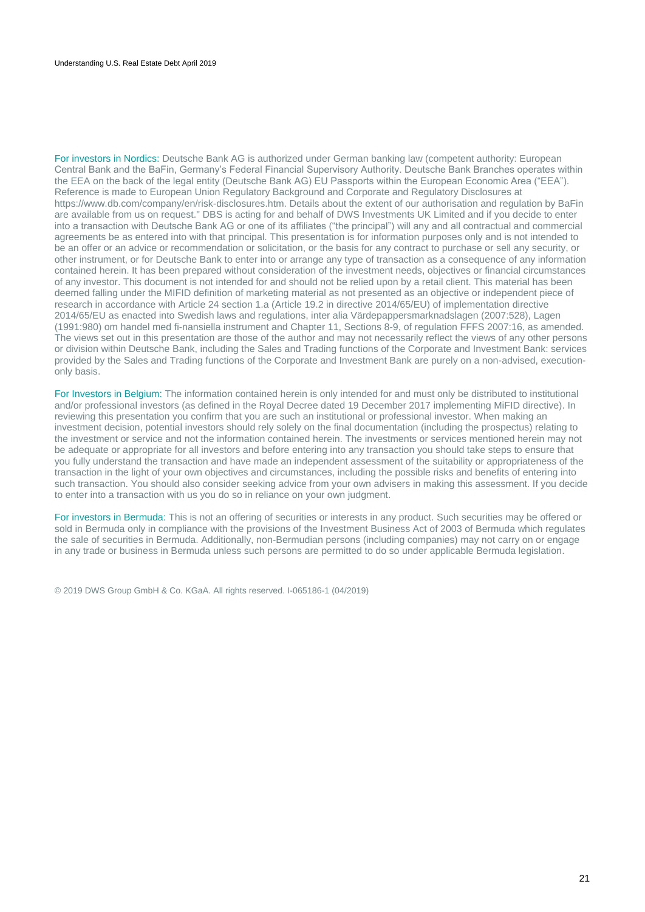For investors in Nordics: Deutsche Bank AG is authorized under German banking law (competent authority: European Central Bank and the BaFin, Germany's Federal Financial Supervisory Authority. Deutsche Bank Branches operates within the EEA on the back of the legal entity (Deutsche Bank AG) EU Passports within the European Economic Area ("EEA"). Reference is made to European Union Regulatory Background and Corporate and Regulatory Disclosures at https://www.db.com/company/en/risk-disclosures.htm. Details about the extent of our authorisation and regulation by BaFin are available from us on request." DBS is acting for and behalf of DWS Investments UK Limited and if you decide to enter into a transaction with Deutsche Bank AG or one of its affiliates ("the principal") will any and all contractual and commercial agreements be as entered into with that principal. This presentation is for information purposes only and is not intended to be an offer or an advice or recommendation or solicitation, or the basis for any contract to purchase or sell any security, or other instrument, or for Deutsche Bank to enter into or arrange any type of transaction as a consequence of any information contained herein. It has been prepared without consideration of the investment needs, objectives or financial circumstances of any investor. This document is not intended for and should not be relied upon by a retail client. This material has been deemed falling under the MIFID definition of marketing material as not presented as an objective or independent piece of research in accordance with Article 24 section 1.a (Article 19.2 in directive 2014/65/EU) of implementation directive 2014/65/EU as enacted into Swedish laws and regulations, inter alia Värdepappersmarknadslagen (2007:528), Lagen (1991:980) om handel med fi-nansiella instrument and Chapter 11, Sections 8-9, of regulation FFFS 2007:16, as amended. The views set out in this presentation are those of the author and may not necessarily reflect the views of any other persons or division within Deutsche Bank, including the Sales and Trading functions of the Corporate and Investment Bank: services provided by the Sales and Trading functions of the Corporate and Investment Bank are purely on a non-advised, execution-only basis.

For Investors in Belgium: The information contained herein is only intended for and must only be distributed to institutional and/or professional investors (as defined in the Royal Decree dated 19 December 2017 implementing MiFID directive). In reviewing this presentation you confirm that you are such an institutional or professional investor. When making an investment decision, potential investors should rely solely on the final documentation (including the prospectus) relating to the investment or service and not the information contained herein. The investments or services mentioned herein may not be adequate or appropriate for all investors and before entering into any transaction you should take steps to ensure that you fully understand the transaction and have made an independent assessment of the suitability or appropriateness of the transaction in the light of your own objectives and circumstances, including the possible risks and benefits of entering into such transaction. You should also consider seeking advice from your own advisers in making this assessment. If you decide to enter into a transaction with us you do so in reliance on your own judgment.

For investors in Bermuda: This is not an offering of securities or interests in any product. Such securities may be offered or sold in Bermuda only in compliance with the provisions of the Investment Business Act of 2003 of Bermuda which regulates the sale of securities in Bermuda. Additionally, non-Bermudian persons (including companies) may not carry on or engage in any trade or business in Bermuda unless such persons are permitted to do so under applicable Bermuda legislation.

© 2019 DWS Group GmbH & Co. KGaA. All rights reserved. I-065186-1 (04/2019)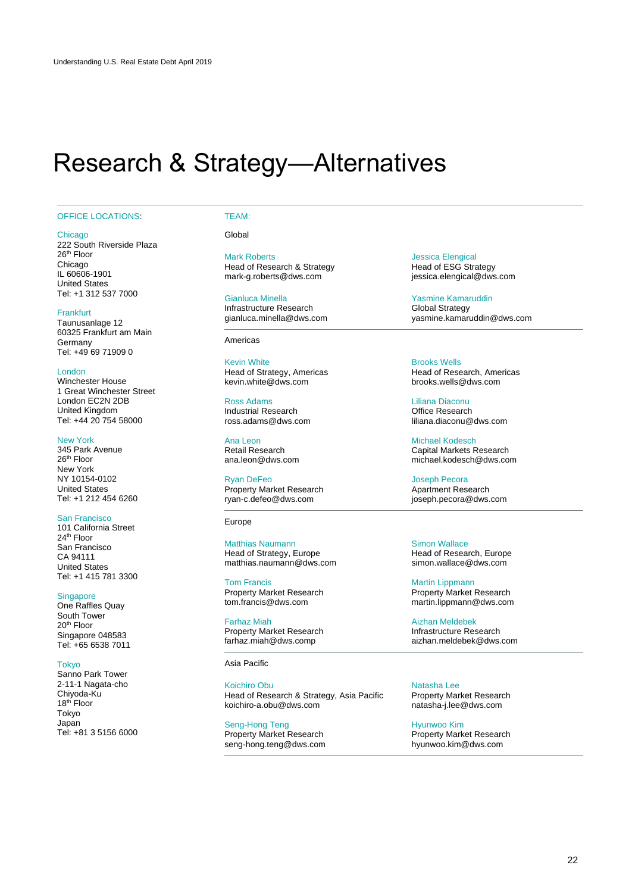# Research & Strategy—Alternatives

## OFFICE LOCATIONS:

**Chicago**
222 South Riverside Plaza
26th Floor
Chicago
IL 60606-1901
United States
Tel: +1 312 537 7000

**Frankfurt**
Taunusanlage 12
60325 Frankfurt am Main
Germany
Tel: +49 69 71909 0

**London**
Winchester House
1 Great Winchester Street
London EC2N 2DB
United Kingdom
Tel: +44 20 754 58000

**New York**
345 Park Avenue
26th Floor
New York
NY 10154-0102
United States
Tel: +1 212 454 6260

**San Francisco**
101 California Street
24th Floor
San Francisco
CA 94111
United States
Tel: +1 415 781 3300

**Singapore**
One Raffles Quay
South Tower
20th Floor
Singapore 048583
Tel: +65 6538 7011

**Tokyo**
Sanno Park Tower
2-11-1 Nagata-cho
Chiyoda-Ku
18th Floor
Tokyo
Japan
Tel: +81 3 5156 6000

## TEAM:

### Global

**Mark Roberts**
Head of Research & Strategy
mark-g.roberts@dws.com

**Jessica Elengical**
Head of ESG Strategy
jessica.elengical@dws.com

**Gianluca Minella**
Infrastructure Research
gianluca.minella@dws.com

**Yasmine Kamaruddin**
Global Strategy
yasmine.kamaruddin@dws.com

### Americas

**Kevin White**
Head of Strategy, Americas
kevin.white@dws.com

**Brooks Wells**
Head of Research, Americas
brooks.wells@dws.com

**Ross Adams**
Industrial Research
ross.adams@dws.com

**Liliana Diaconu**
Office Research
liliana.diaconu@dws.com

**Ana Leon**
Retail Research
ana.leon@dws.com

**Michael Kodesch**
Capital Markets Research
michael.kodesch@dws.com

**Ryan DeFeo**
Property Market Research
ryan-c.defeo@dws.com

**Joseph Pecora**
Apartment Research
joseph.pecora@dws.com

### Europe

**Matthias Naumann**
Head of Strategy, Europe
matthias.naumann@dws.com

**Simon Wallace**
Head of Research, Europe
simon.wallace@dws.com

**Tom Francis**
Property Market Research
tom.francis@dws.com

**Martin Lippmann**
Property Market Research
martin.lippmann@dws.com

**Farhaz Miah**
Property Market Research
farhaz.miah@dws.comp

**Aizhan Meldebek**
Infrastructure Research
aizhan.meldebek@dws.com

### Asia Pacific

**Koichiro Obu**
Head of Research & Strategy, Asia Pacific
koichiro-a.obu@dws.com

**Natasha Lee**
Property Market Research
natasha-j.lee@dws.com

**Seng-Hong Teng**
Property Market Research
seng-hong.teng@dws.com

**Hyunwoo Kim**
Property Market Research
hyunwoo.kim@dws.com